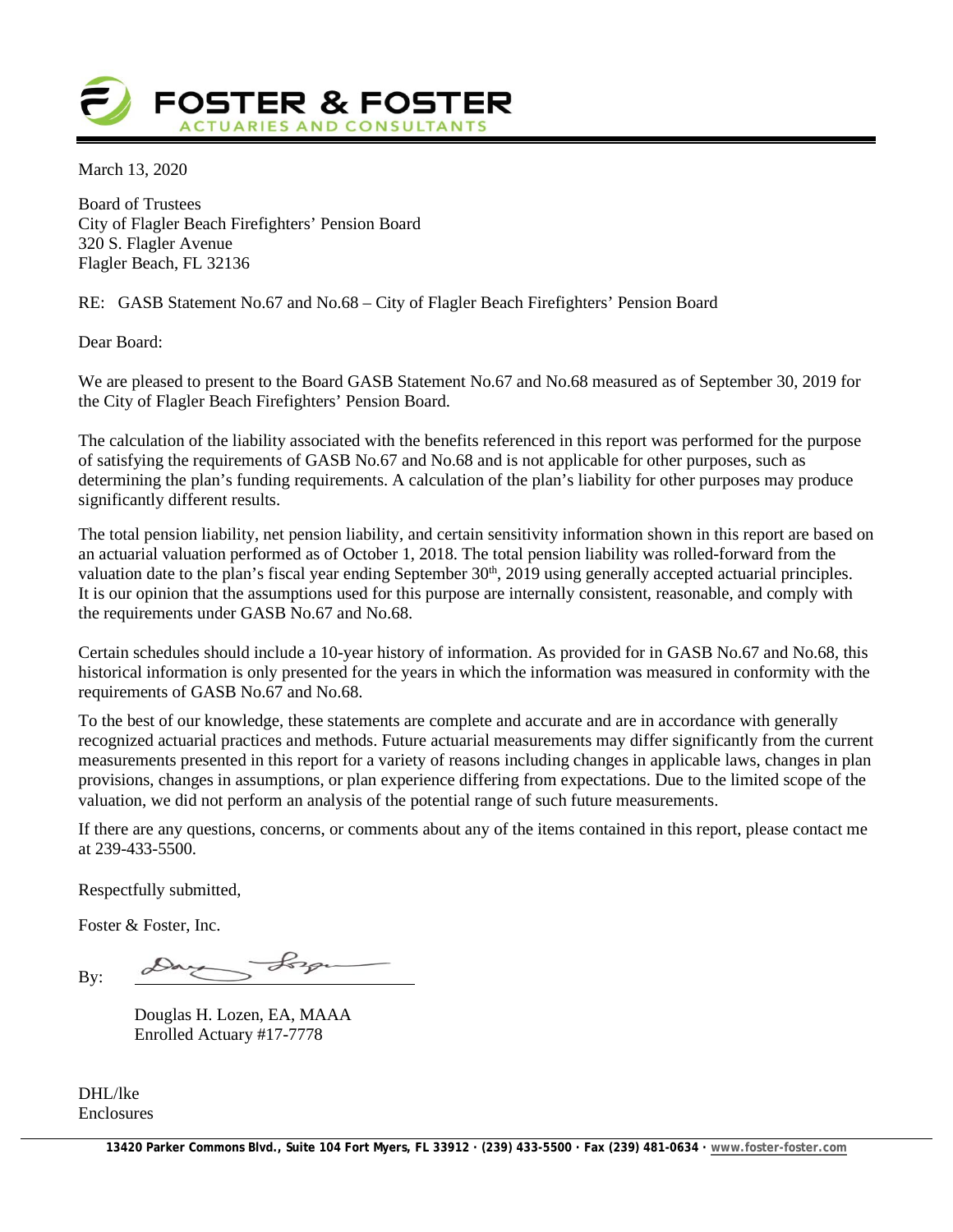**FOSTER & FOSTER**
ACTUARIES AND CONSULTANTS

March 13, 2020

Board of Trustees
City of Flagler Beach Firefighters' Pension Board
320 S. Flagler Avenue
Flagler Beach, FL 32136

RE: GASB Statement No.67 and No.68 – City of Flagler Beach Firefighters' Pension Board

Dear Board:

We are pleased to present to the Board GASB Statement No.67 and No.68 measured as of September 30, 2019 for the City of Flagler Beach Firefighters' Pension Board.

The calculation of the liability associated with the benefits referenced in this report was performed for the purpose of satisfying the requirements of GASB No.67 and No.68 and is not applicable for other purposes, such as determining the plan's funding requirements. A calculation of the plan's liability for other purposes may produce significantly different results.

The total pension liability, net pension liability, and certain sensitivity information shown in this report are based on an actuarial valuation performed as of October 1, 2018. The total pension liability was rolled-forward from the valuation date to the plan's fiscal year ending September 30th, 2019 using generally accepted actuarial principles. It is our opinion that the assumptions used for this purpose are internally consistent, reasonable, and comply with the requirements under GASB No.67 and No.68.

Certain schedules should include a 10-year history of information. As provided for in GASB No.67 and No.68, this historical information is only presented for the years in which the information was measured in conformity with the requirements of GASB No.67 and No.68.

To the best of our knowledge, these statements are complete and accurate and are in accordance with generally recognized actuarial practices and methods. Future actuarial measurements may differ significantly from the current measurements presented in this report for a variety of reasons including changes in applicable laws, changes in plan provisions, changes in assumptions, or plan experience differing from expectations. Due to the limited scope of the valuation, we did not perform an analysis of the potential range of such future measurements.

If there are any questions, concerns, or comments about any of the items contained in this report, please contact me at 239-433-5500.

Respectfully submitted,

Foster & Foster, Inc.

By: ______________________

Douglas H. Lozen, EA, MAAA
Enrolled Actuary #17-7778

DHL/lke
Enclosures

13420 Parker Commons Blvd., Suite 104 Fort Myers, FL 33912 · (239) 433-5500 · Fax (239) 481-0634 · www.foster-foster.com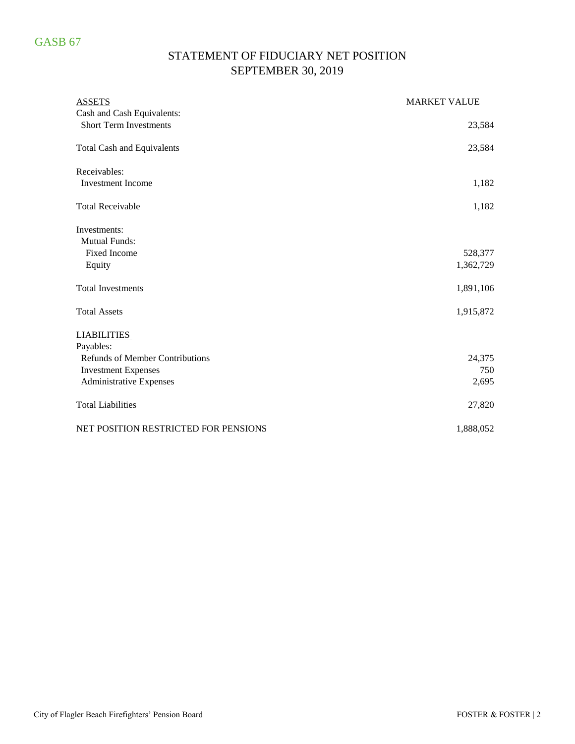GASB 67

# STATEMENT OF FIDUCIARY NET POSITION
## SEPTEMBER 30, 2019

| ASSETS | MARKET VALUE |
|---|---|
| Cash and Cash Equivalents: | |
| Short Term Investments | 23,584 |
| | |
| Total Cash and Equivalents | 23,584 |
| | |
| Receivables: | |
| Investment Income | 1,182 |
| | |
| Total Receivable | 1,182 |
| | |
| Investments: | |
| Mutual Funds: | |
| Fixed Income | 528,377 |
| Equity | 1,362,729 |
| | |
| Total Investments | 1,891,106 |
| | |
| Total Assets | 1,915,872 |
| | |
| LIABILITIES | |
| Payables: | |
| Refunds of Member Contributions | 24,375 |
| Investment Expenses | 750 |
| Administrative Expenses | 2,695 |
| | |
| Total Liabilities | 27,820 |
| | |
| NET POSITION RESTRICTED FOR PENSIONS | 1,888,052 |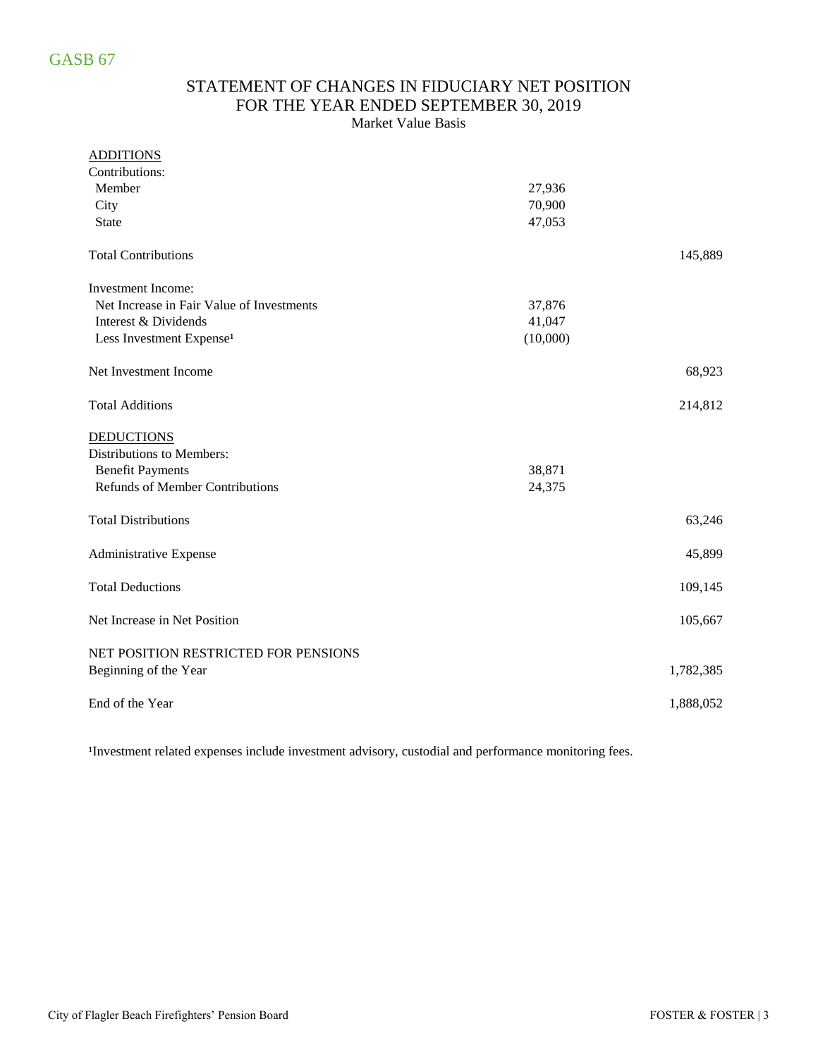GASB 67

# STATEMENT OF CHANGES IN FIDUCIARY NET POSITION
## FOR THE YEAR ENDED SEPTEMBER 30, 2019
Market Value Basis

| | | |
|---|---|---|
| <u>ADDITIONS</u> | | |
| Contributions: | | |
| Member | 27,936 | |
| City | 70,900 | |
| State | 47,053 | |
| Total Contributions | | 145,889 |
| Investment Income: | | |
| Net Increase in Fair Value of Investments | 37,876 | |
| Interest & Dividends | 41,047 | |
| Less Investment Expense[1] | (10,000) | |
| Net Investment Income | | 68,923 |
| Total Additions | | 214,812 |
| <u>DEDUCTIONS</u> | | |
| Distributions to Members: | | |
| Benefit Payments | 38,871 | |
| Refunds of Member Contributions | 24,375 | |
| Total Distributions | | 63,246 |
| Administrative Expense | | 45,899 |
| Total Deductions | | 109,145 |
| Net Increase in Net Position | | 105,667 |
| NET POSITION RESTRICTED FOR PENSIONS | | |
| Beginning of the Year | | 1,782,385 |
| End of the Year | | 1,888,052 |

[1]Investment related expenses include investment advisory, custodial and performance monitoring fees.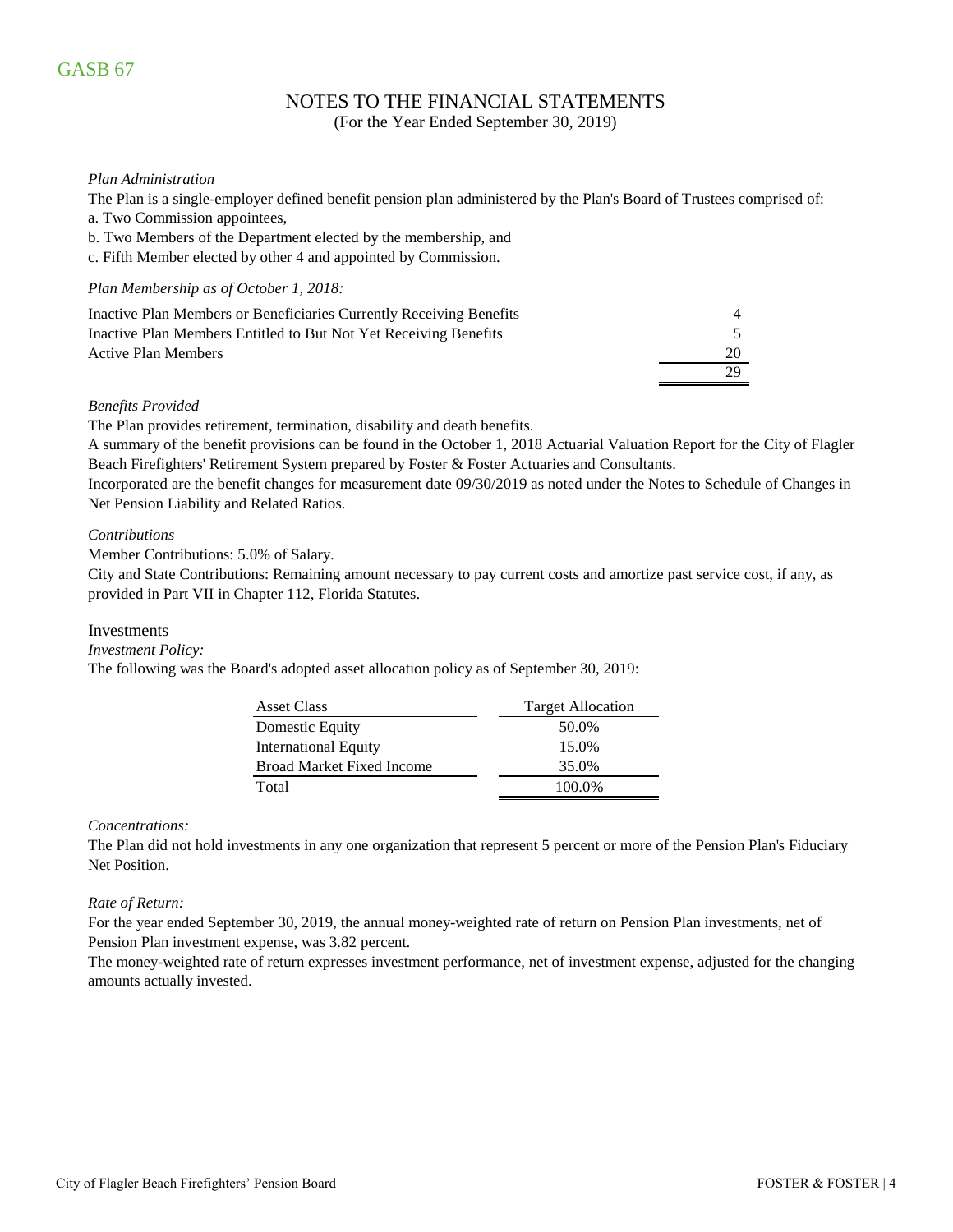GASB 67

# NOTES TO THE FINANCIAL STATEMENTS

(For the Year Ended September 30, 2019)

*Plan Administration*

The Plan is a single-employer defined benefit pension plan administered by the Plan's Board of Trustees comprised of:

a. Two Commission appointees,

b. Two Members of the Department elected by the membership, and

c. Fifth Member elected by other 4 and appointed by Commission.

*Plan Membership as of October 1, 2018:*

| | |
|---|---|
| Inactive Plan Members or Beneficiaries Currently Receiving Benefits | 4 |
| Inactive Plan Members Entitled to But Not Yet Receiving Benefits | 5 |
| Active Plan Members | 20 |
| | 29 |

*Benefits Provided*

The Plan provides retirement, termination, disability and death benefits.

A summary of the benefit provisions can be found in the October 1, 2018 Actuarial Valuation Report for the City of Flagler Beach Firefighters' Retirement System prepared by Foster & Foster Actuaries and Consultants.

Incorporated are the benefit changes for measurement date 09/30/2019 as noted under the Notes to Schedule of Changes in Net Pension Liability and Related Ratios.

*Contributions*

Member Contributions: 5.0% of Salary.

City and State Contributions: Remaining amount necessary to pay current costs and amortize past service cost, if any, as provided in Part VII in Chapter 112, Florida Statutes.

## Investments

*Investment Policy:*

The following was the Board's adopted asset allocation policy as of September 30, 2019:

| Asset Class | Target Allocation |
|---|---|
| Domestic Equity | 50.0% |
| International Equity | 15.0% |
| Broad Market Fixed Income | 35.0% |
| Total | 100.0% |

*Concentrations:*

The Plan did not hold investments in any one organization that represent 5 percent or more of the Pension Plan's Fiduciary Net Position.

*Rate of Return:*

For the year ended September 30, 2019, the annual money-weighted rate of return on Pension Plan investments, net of Pension Plan investment expense, was 3.82 percent.

The money-weighted rate of return expresses investment performance, net of investment expense, adjusted for the changing amounts actually invested.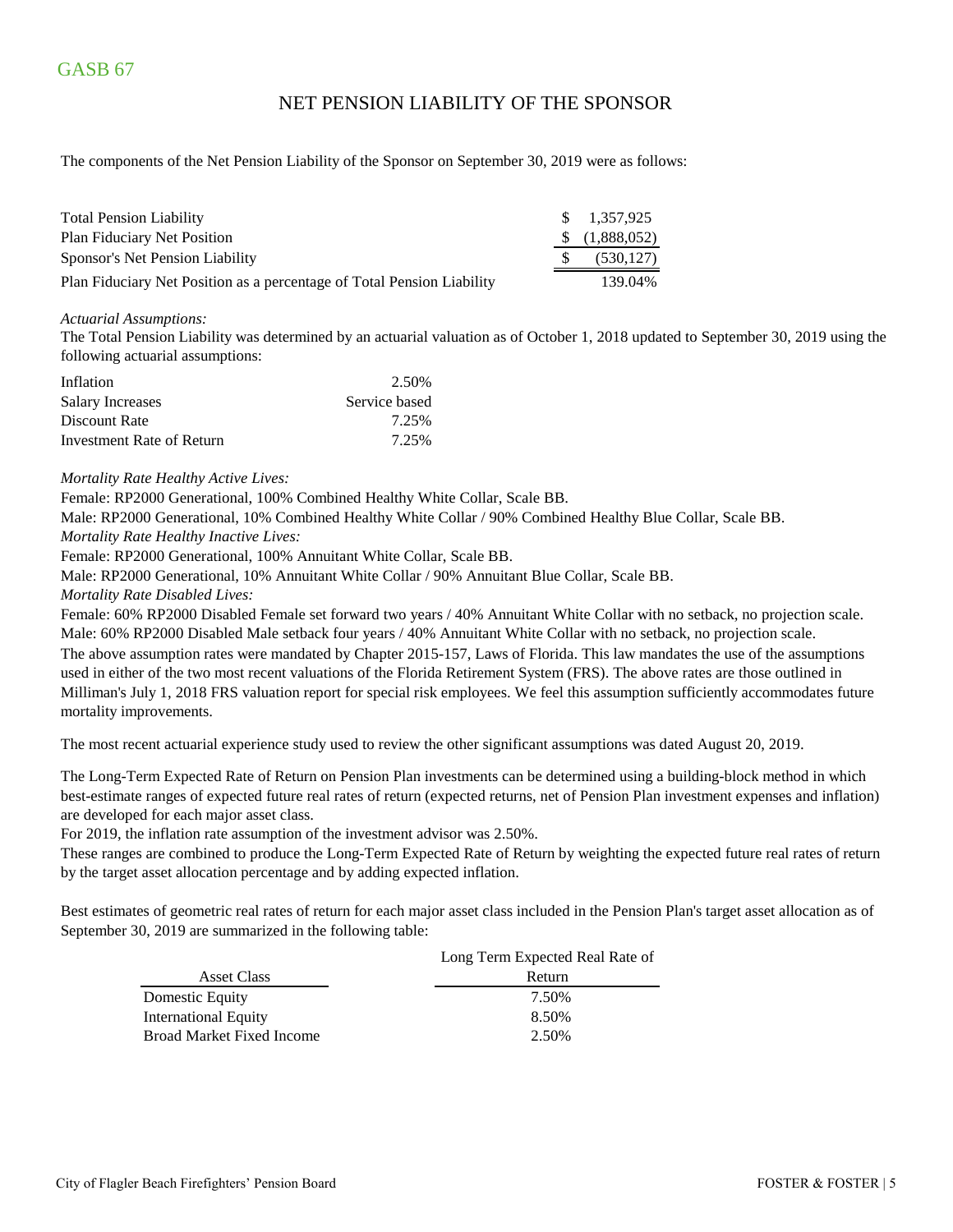GASB 67

## NET PENSION LIABILITY OF THE SPONSOR

The components of the Net Pension Liability of the Sponsor on September 30, 2019 were as follows:

| | |
|---|---|
| Total Pension Liability | $ 1,357,925 |
| Plan Fiduciary Net Position | $ (1,888,052) |
| Sponsor's Net Pension Liability | $ (530,127) |
| Plan Fiduciary Net Position as a percentage of Total Pension Liability | 139.04% |

*Actuarial Assumptions:*

The Total Pension Liability was determined by an actuarial valuation as of October 1, 2018 updated to September 30, 2019 using the following actuarial assumptions:

| | |
|---|---|
| Inflation | 2.50% |
| Salary Increases | Service based |
| Discount Rate | 7.25% |
| Investment Rate of Return | 7.25% |

*Mortality Rate Healthy Active Lives:*

Female: RP2000 Generational, 100% Combined Healthy White Collar, Scale BB.

Male: RP2000 Generational, 10% Combined Healthy White Collar / 90% Combined Healthy Blue Collar, Scale BB.

*Mortality Rate Healthy Inactive Lives:*

Female: RP2000 Generational, 100% Annuitant White Collar, Scale BB.

Male: RP2000 Generational, 10% Annuitant White Collar / 90% Annuitant Blue Collar, Scale BB.

*Mortality Rate Disabled Lives:*

Female: 60% RP2000 Disabled Female set forward two years / 40% Annuitant White Collar with no setback, no projection scale.

Male: 60% RP2000 Disabled Male setback four years / 40% Annuitant White Collar with no setback, no projection scale.

The above assumption rates were mandated by Chapter 2015-157, Laws of Florida. This law mandates the use of the assumptions used in either of the two most recent valuations of the Florida Retirement System (FRS). The above rates are those outlined in Milliman's July 1, 2018 FRS valuation report for special risk employees. We feel this assumption sufficiently accommodates future mortality improvements.

The most recent actuarial experience study used to review the other significant assumptions was dated August 20, 2019.

The Long-Term Expected Rate of Return on Pension Plan investments can be determined using a building-block method in which best-estimate ranges of expected future real rates of return (expected returns, net of Pension Plan investment expenses and inflation) are developed for each major asset class.

For 2019, the inflation rate assumption of the investment advisor was 2.50%.

These ranges are combined to produce the Long-Term Expected Rate of Return by weighting the expected future real rates of return by the target asset allocation percentage and by adding expected inflation.

Best estimates of geometric real rates of return for each major asset class included in the Pension Plan's target asset allocation as of September 30, 2019 are summarized in the following table:

| Asset Class | Long Term Expected Real Rate of Return |
|---|---|
| Domestic Equity | 7.50% |
| International Equity | 8.50% |
| Broad Market Fixed Income | 2.50% |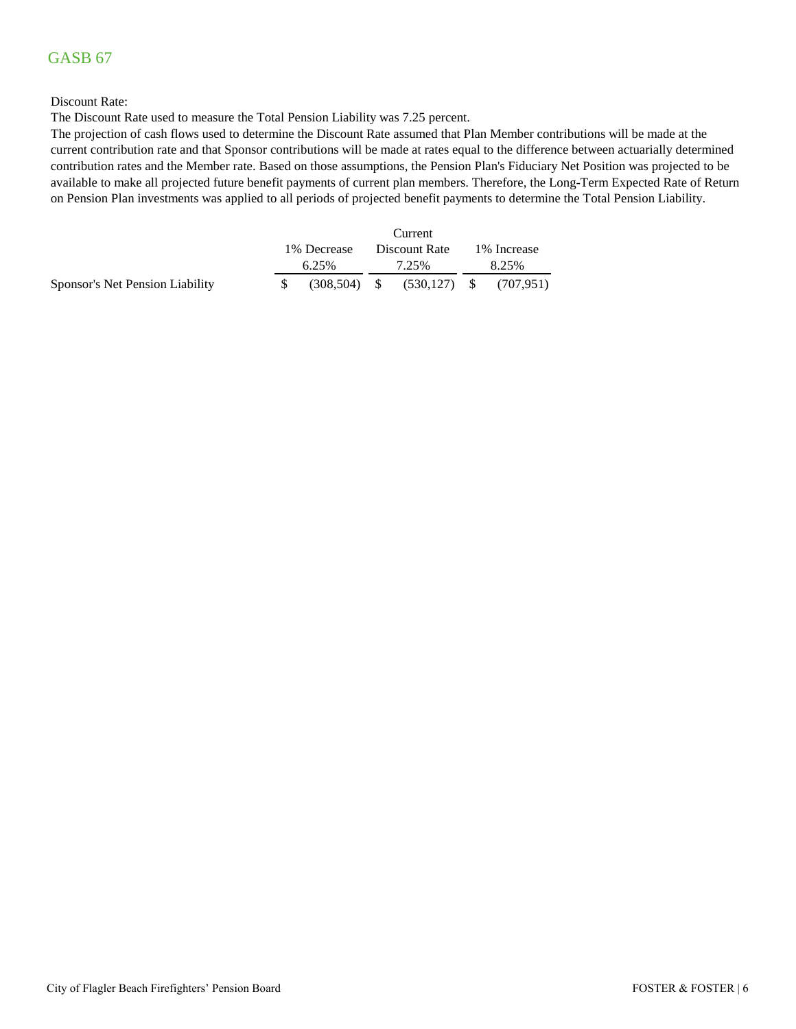# GASB 67

Discount Rate:

The Discount Rate used to measure the Total Pension Liability was 7.25 percent.

The projection of cash flows used to determine the Discount Rate assumed that Plan Member contributions will be made at the current contribution rate and that Sponsor contributions will be made at rates equal to the difference between actuarially determined contribution rates and the Member rate. Based on those assumptions, the Pension Plan's Fiduciary Net Position was projected to be available to make all projected future benefit payments of current plan members. Therefore, the Long-Term Expected Rate of Return on Pension Plan investments was applied to all periods of projected benefit payments to determine the Total Pension Liability.

| | 1% Decrease 6.25% | Current Discount Rate 7.25% | 1% Increase 8.25% |
|---|---|---|---|
| Sponsor's Net Pension Liability | $ (308,504) | $ (530,127) | $ (707,951) |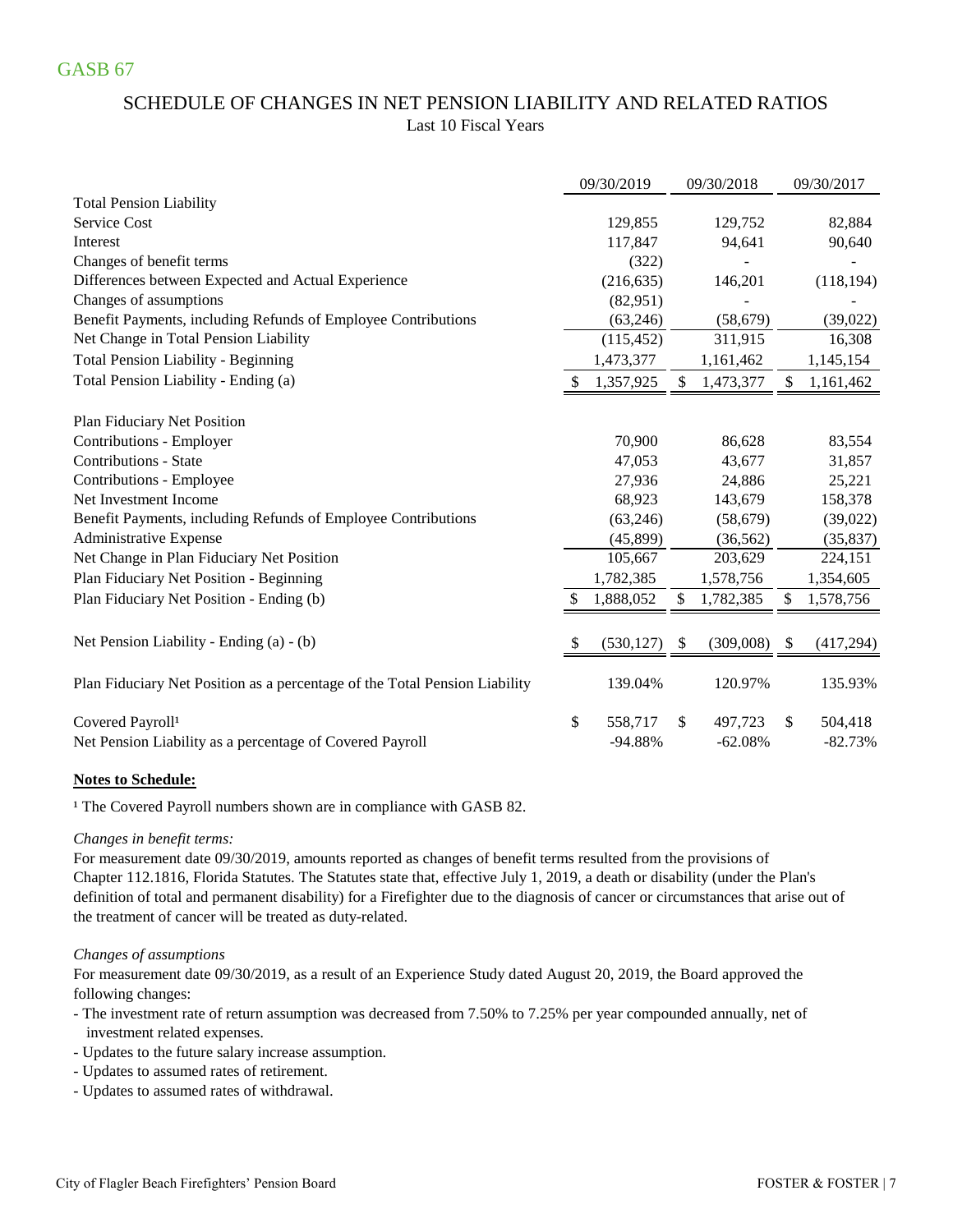# GASB 67

## SCHEDULE OF CHANGES IN NET PENSION LIABILITY AND RELATED RATIOS

Last 10 Fiscal Years

| | 09/30/2019 | 09/30/2018 | 09/30/2017 |
|---|---|---|---|
| Total Pension Liability | | | |
| Service Cost | 129,855 | 129,752 | 82,884 |
| Interest | 117,847 | 94,641 | 90,640 |
| Changes of benefit terms | (322) | - | - |
| Differences between Expected and Actual Experience | (216,635) | 146,201 | (118,194) |
| Changes of assumptions | (82,951) | - | - |
| Benefit Payments, including Refunds of Employee Contributions | (63,246) | (58,679) | (39,022) |
| Net Change in Total Pension Liability | (115,452) | 311,915 | 16,308 |
| Total Pension Liability - Beginning | 1,473,377 | 1,161,462 | 1,145,154 |
| Total Pension Liability - Ending (a) | $ 1,357,925 | $ 1,473,377 | $ 1,161,462 |
| | | | |
| Plan Fiduciary Net Position | | | |
| Contributions - Employer | 70,900 | 86,628 | 83,554 |
| Contributions - State | 47,053 | 43,677 | 31,857 |
| Contributions - Employee | 27,936 | 24,886 | 25,221 |
| Net Investment Income | 68,923 | 143,679 | 158,378 |
| Benefit Payments, including Refunds of Employee Contributions | (63,246) | (58,679) | (39,022) |
| Administrative Expense | (45,899) | (36,562) | (35,837) |
| Net Change in Plan Fiduciary Net Position | 105,667 | 203,629 | 224,151 |
| Plan Fiduciary Net Position - Beginning | 1,782,385 | 1,578,756 | 1,354,605 |
| Plan Fiduciary Net Position - Ending (b) | $ 1,888,052 | $ 1,782,385 | $ 1,578,756 |
| | | | |
| Net Pension Liability - Ending (a) - (b) | $ (530,127) | $ (309,008) | $ (417,294) |
| | | | |
| Plan Fiduciary Net Position as a percentage of the Total Pension Liability | 139.04% | 120.97% | 135.93% |
| | | | |
| Covered Payroll[1] | $ 558,717 | $ 497,723 | $ 504,418 |
| Net Pension Liability as a percentage of Covered Payroll | -94.88% | -62.08% | -82.73% |

**Notes to Schedule:**

[1] The Covered Payroll numbers shown are in compliance with GASB 82.

*Changes in benefit terms:*

For measurement date 09/30/2019, amounts reported as changes of benefit terms resulted from the provisions of Chapter 112.1816, Florida Statutes. The Statutes state that, effective July 1, 2019, a death or disability (under the Plan's definition of total and permanent disability) for a Firefighter due to the diagnosis of cancer or circumstances that arise out of the treatment of cancer will be treated as duty-related.

*Changes of assumptions*

For measurement date 09/30/2019, as a result of an Experience Study dated August 20, 2019, the Board approved the following changes:

- The investment rate of return assumption was decreased from 7.50% to 7.25% per year compounded annually, net of investment related expenses.
- Updates to the future salary increase assumption.
- Updates to assumed rates of retirement.
- Updates to assumed rates of withdrawal.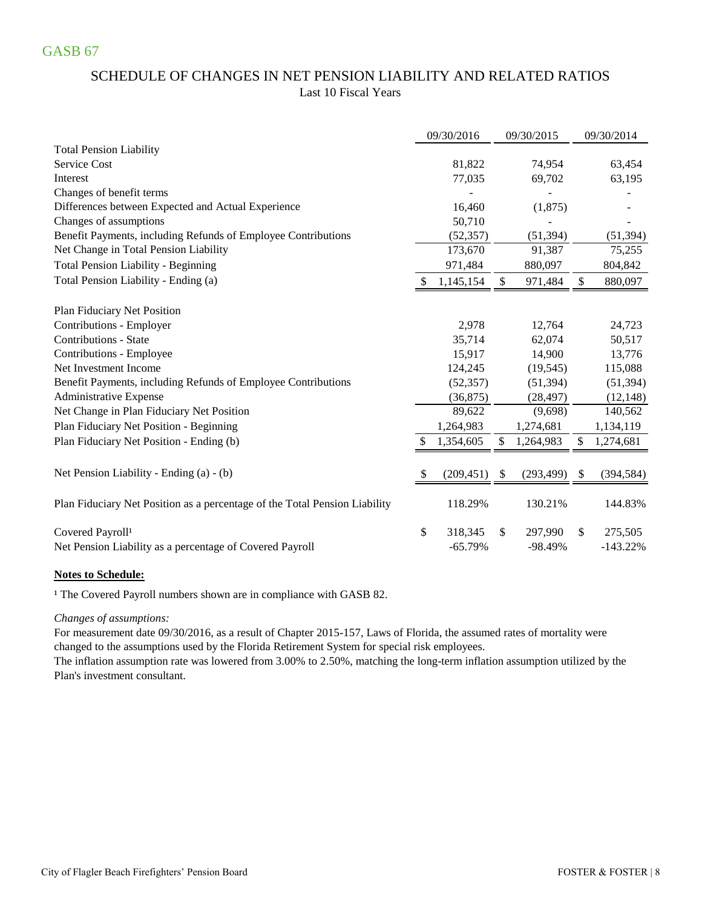GASB 67

## SCHEDULE OF CHANGES IN NET PENSION LIABILITY AND RELATED RATIOS

Last 10 Fiscal Years

| | 09/30/2016 | 09/30/2015 | 09/30/2014 |
|---|---|---|---|
| **Total Pension Liability** | | | |
| Service Cost | 81,822 | 74,954 | 63,454 |
| Interest | 77,035 | 69,702 | 63,195 |
| Changes of benefit terms | - | - | - |
| Differences between Expected and Actual Experience | 16,460 | (1,875) | - |
| Changes of assumptions | 50,710 | - | - |
| Benefit Payments, including Refunds of Employee Contributions | (52,357) | (51,394) | (51,394) |
| Net Change in Total Pension Liability | 173,670 | 91,387 | 75,255 |
| Total Pension Liability - Beginning | 971,484 | 880,097 | 804,842 |
| Total Pension Liability - Ending (a) | $ 1,145,154 | $ 971,484 | $ 880,097 |
| | | | |
| **Plan Fiduciary Net Position** | | | |
| Contributions - Employer | 2,978 | 12,764 | 24,723 |
| Contributions - State | 35,714 | 62,074 | 50,517 |
| Contributions - Employee | 15,917 | 14,900 | 13,776 |
| Net Investment Income | 124,245 | (19,545) | 115,088 |
| Benefit Payments, including Refunds of Employee Contributions | (52,357) | (51,394) | (51,394) |
| Administrative Expense | (36,875) | (28,497) | (12,148) |
| Net Change in Plan Fiduciary Net Position | 89,622 | (9,698) | 140,562 |
| Plan Fiduciary Net Position - Beginning | 1,264,983 | 1,274,681 | 1,134,119 |
| Plan Fiduciary Net Position - Ending (b) | $ 1,354,605 | $ 1,264,983 | $ 1,274,681 |
| | | | |
| Net Pension Liability - Ending (a) - (b) | $ (209,451) | $ (293,499) | $ (394,584) |
| | | | |
| Plan Fiduciary Net Position as a percentage of the Total Pension Liability | 118.29% | 130.21% | 144.83% |
| | | | |
| Covered Payroll[1] | $ 318,345 | $ 297,990 | $ 275,505 |
| Net Pension Liability as a percentage of Covered Payroll | -65.79% | -98.49% | -143.22% |

**Notes to Schedule:**

[1] The Covered Payroll numbers shown are in compliance with GASB 82.

*Changes of assumptions:*

For measurement date 09/30/2016, as a result of Chapter 2015-157, Laws of Florida, the assumed rates of mortality were changed to the assumptions used by the Florida Retirement System for special risk employees.

The inflation assumption rate was lowered from 3.00% to 2.50%, matching the long-term inflation assumption utilized by the Plan's investment consultant.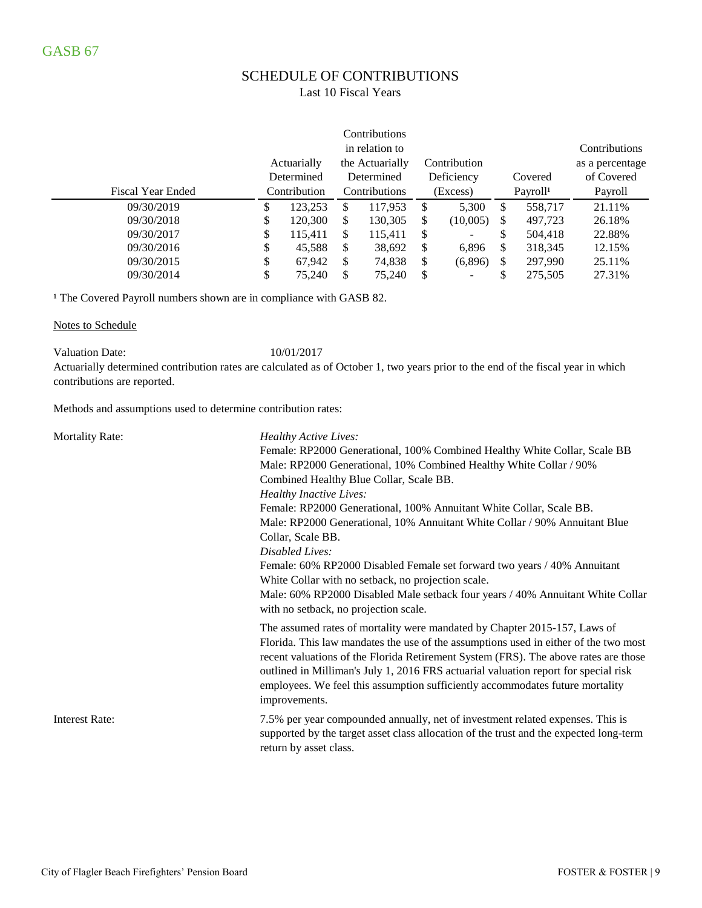# GASB 67

## SCHEDULE OF CONTRIBUTIONS

Last 10 Fiscal Years

| Fiscal Year Ended | Actuarially Determined Contribution | Contributions in relation to the Actuarially Determined Contributions | Contribution Deficiency (Excess) | Covered Payroll[1] | Contributions as a percentage of Covered Payroll |
|---|---|---|---|---|---|
| 09/30/2019 | $ 123,253 | $ 117,953 | $ 5,300 | $ 558,717 | 21.11% |
| 09/30/2018 | $ 120,300 | $ 130,305 | $ (10,005) | $ 497,723 | 26.18% |
| 09/30/2017 | $ 115,411 | $ 115,411 | $ - | $ 504,418 | 22.88% |
| 09/30/2016 | $ 45,588 | $ 38,692 | $ 6,896 | $ 318,345 | 12.15% |
| 09/30/2015 | $ 67,942 | $ 74,838 | $ (6,896) | $ 297,990 | 25.11% |
| 09/30/2014 | $ 75,240 | $ 75,240 | $ - | $ 275,505 | 27.31% |

[1] The Covered Payroll numbers shown are in compliance with GASB 82.

Notes to Schedule

Valuation Date: 10/01/2017

Actuarially determined contribution rates are calculated as of October 1, two years prior to the end of the fiscal year in which contributions are reported.

Methods and assumptions used to determine contribution rates:

Mortality Rate:

*Healthy Active Lives:*
Female: RP2000 Generational, 100% Combined Healthy White Collar, Scale BB
Male: RP2000 Generational, 10% Combined Healthy White Collar / 90% Combined Healthy Blue Collar, Scale BB.
*Healthy Inactive Lives:*
Female: RP2000 Generational, 100% Annuitant White Collar, Scale BB.
Male: RP2000 Generational, 10% Annuitant White Collar / 90% Annuitant Blue Collar, Scale BB.
*Disabled Lives:*
Female: 60% RP2000 Disabled Female set forward two years / 40% Annuitant White Collar with no setback, no projection scale.
Male: 60% RP2000 Disabled Male setback four years / 40% Annuitant White Collar with no setback, no projection scale.

The assumed rates of mortality were mandated by Chapter 2015-157, Laws of Florida. This law mandates the use of the assumptions used in either of the two most recent valuations of the Florida Retirement System (FRS). The above rates are those outlined in Milliman's July 1, 2016 FRS actuarial valuation report for special risk employees. We feel this assumption sufficiently accommodates future mortality improvements.

Interest Rate:

7.5% per year compounded annually, net of investment related expenses. This is supported by the target asset class allocation of the trust and the expected long-term return by asset class.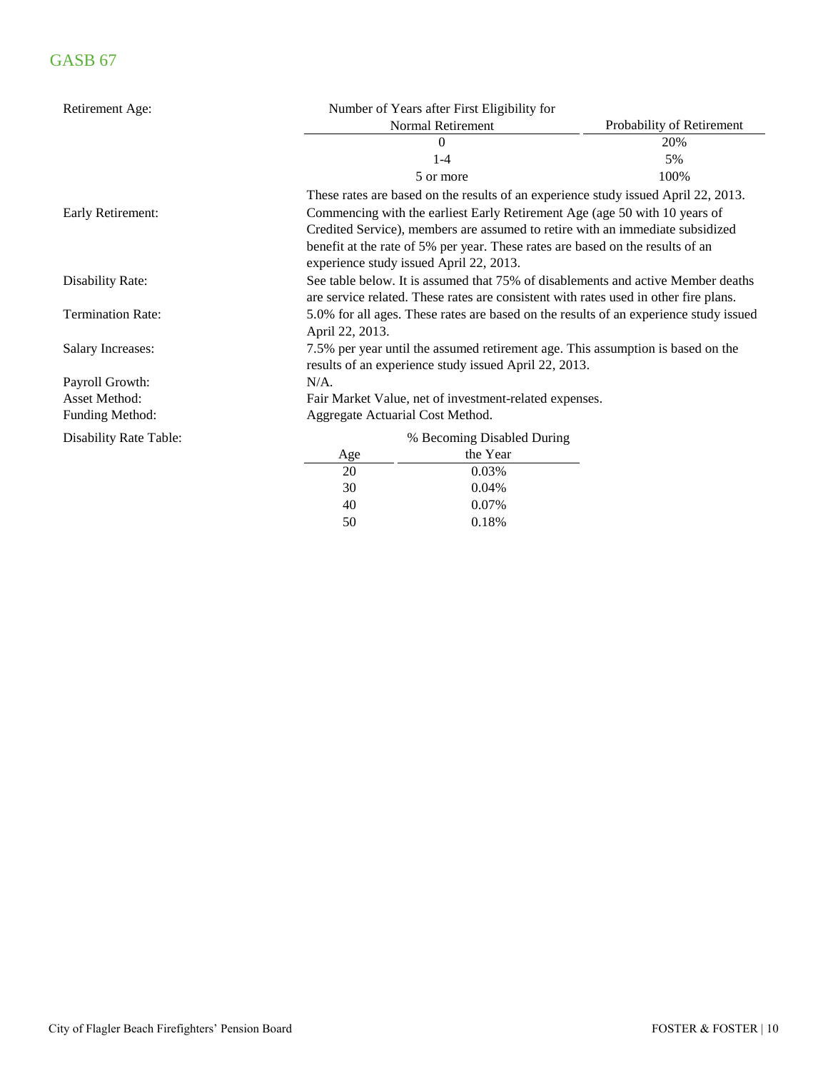## GASB 67

**Retirement Age:**

| Number of Years after First Eligibility for Normal Retirement | Probability of Retirement |
|---|---|
| 0 | 20% |
| 1-4 | 5% |
| 5 or more | 100% |

These rates are based on the results of an experience study issued April 22, 2013.

**Early Retirement:** Commencing with the earliest Early Retirement Age (age 50 with 10 years of Credited Service), members are assumed to retire with an immediate subsidized benefit at the rate of 5% per year. These rates are based on the results of an experience study issued April 22, 2013.

**Disability Rate:** See table below. It is assumed that 75% of disablements and active Member deaths are service related. These rates are consistent with rates used in other fire plans.

**Termination Rate:** 5.0% for all ages. These rates are based on the results of an experience study issued April 22, 2013.

**Salary Increases:** 7.5% per year until the assumed retirement age. This assumption is based on the results of an experience study issued April 22, 2013.

**Payroll Growth:** N/A.

**Asset Method:** Fair Market Value, net of investment-related expenses.

**Funding Method:** Aggregate Actuarial Cost Method.

**Disability Rate Table:**

| Age | % Becoming Disabled During the Year |
|---|---|
| 20 | 0.03% |
| 30 | 0.04% |
| 40 | 0.07% |
| 50 | 0.18% |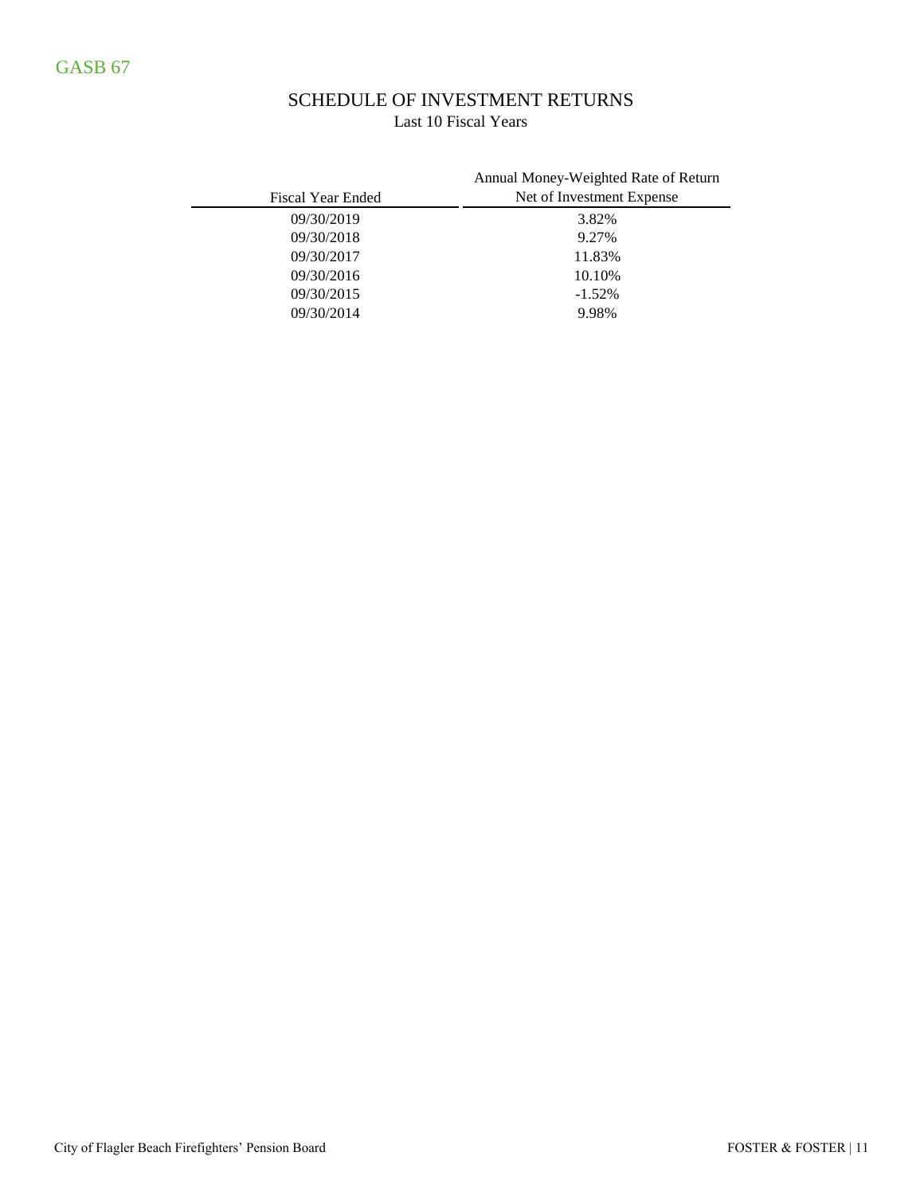GASB 67

## SCHEDULE OF INVESTMENT RETURNS

Last 10 Fiscal Years

| Fiscal Year Ended | Annual Money-Weighted Rate of Return Net of Investment Expense |
|---|---|
| 09/30/2019 | 3.82% |
| 09/30/2018 | 9.27% |
| 09/30/2017 | 11.83% |
| 09/30/2016 | 10.10% |
| 09/30/2015 | -1.52% |
| 09/30/2014 | 9.98% |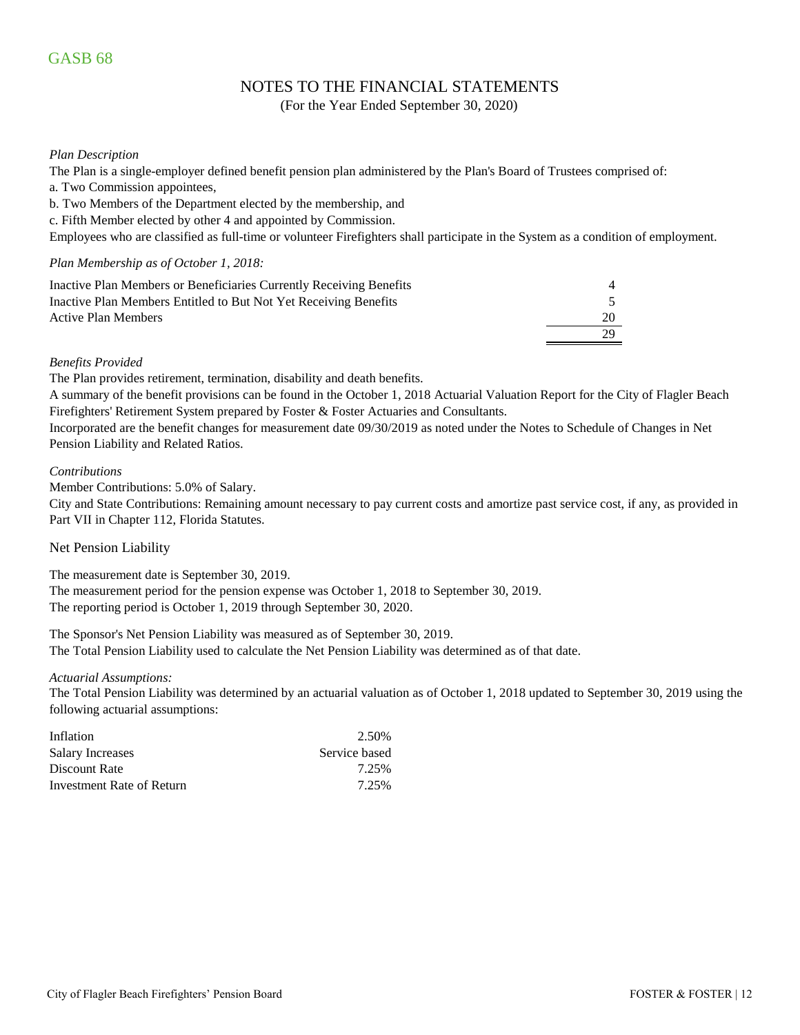# GASB 68

## NOTES TO THE FINANCIAL STATEMENTS

(For the Year Ended September 30, 2020)

*Plan Description*

The Plan is a single-employer defined benefit pension plan administered by the Plan's Board of Trustees comprised of:

a. Two Commission appointees,

b. Two Members of the Department elected by the membership, and

c. Fifth Member elected by other 4 and appointed by Commission.

Employees who are classified as full-time or volunteer Firefighters shall participate in the System as a condition of employment.

*Plan Membership as of October 1, 2018:*

| | |
|---|---|
| Inactive Plan Members or Beneficiaries Currently Receiving Benefits | 4 |
| Inactive Plan Members Entitled to But Not Yet Receiving Benefits | 5 |
| Active Plan Members | 20 |
| | 29 |

*Benefits Provided*

The Plan provides retirement, termination, disability and death benefits.

A summary of the benefit provisions can be found in the October 1, 2018 Actuarial Valuation Report for the City of Flagler Beach Firefighters' Retirement System prepared by Foster & Foster Actuaries and Consultants.

Incorporated are the benefit changes for measurement date 09/30/2019 as noted under the Notes to Schedule of Changes in Net Pension Liability and Related Ratios.

*Contributions*

Member Contributions: 5.0% of Salary.

City and State Contributions: Remaining amount necessary to pay current costs and amortize past service cost, if any, as provided in Part VII in Chapter 112, Florida Statutes.

### Net Pension Liability

The measurement date is September 30, 2019.

The measurement period for the pension expense was October 1, 2018 to September 30, 2019.

The reporting period is October 1, 2019 through September 30, 2020.

The Sponsor's Net Pension Liability was measured as of September 30, 2019.

The Total Pension Liability used to calculate the Net Pension Liability was determined as of that date.

*Actuarial Assumptions:*

The Total Pension Liability was determined by an actuarial valuation as of October 1, 2018 updated to September 30, 2019 using the following actuarial assumptions:

| | |
|---|---|
| Inflation | 2.50% |
| Salary Increases | Service based |
| Discount Rate | 7.25% |
| Investment Rate of Return | 7.25% |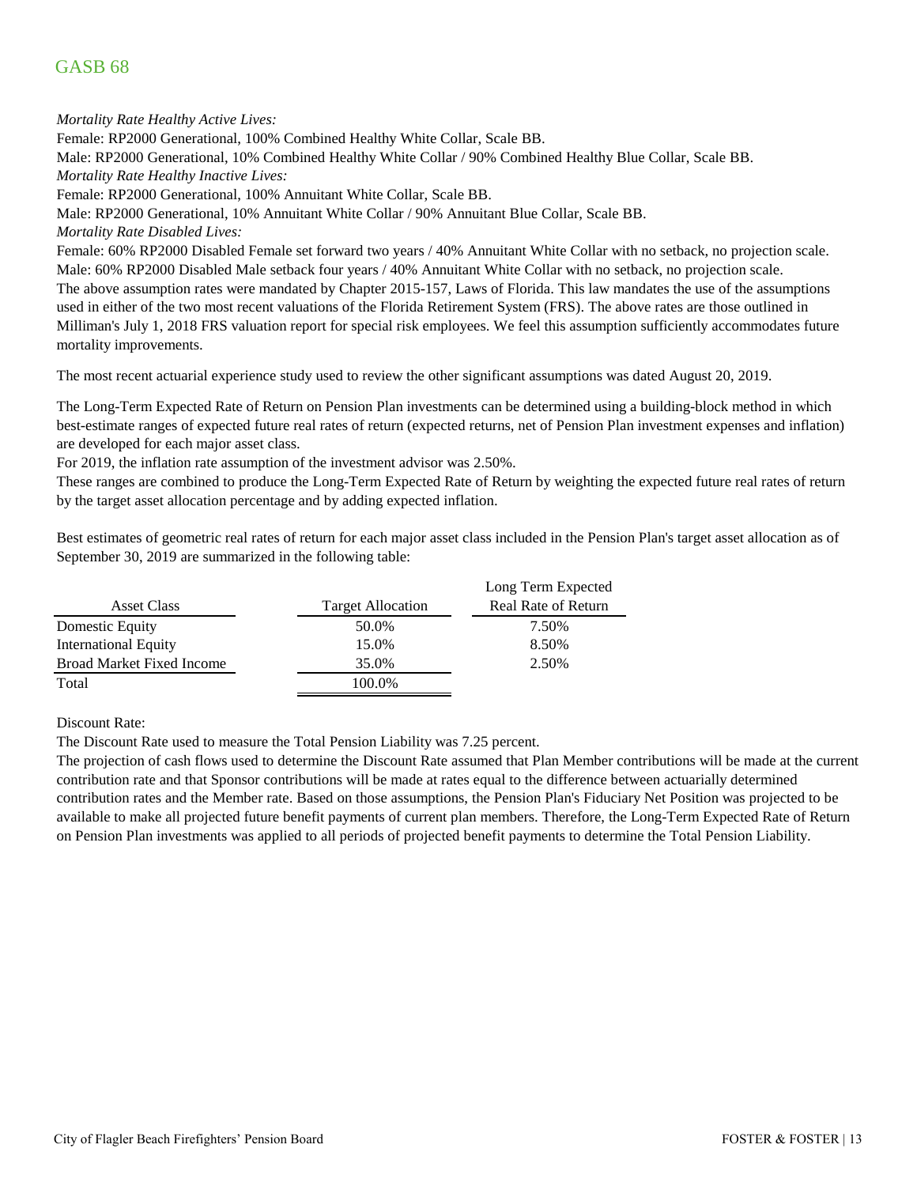# GASB 68

*Mortality Rate Healthy Active Lives:*

Female: RP2000 Generational, 100% Combined Healthy White Collar, Scale BB.

Male: RP2000 Generational, 10% Combined Healthy White Collar / 90% Combined Healthy Blue Collar, Scale BB.

*Mortality Rate Healthy Inactive Lives:*

Female: RP2000 Generational, 100% Annuitant White Collar, Scale BB.

Male: RP2000 Generational, 10% Annuitant White Collar / 90% Annuitant Blue Collar, Scale BB.

*Mortality Rate Disabled Lives:*

Female: 60% RP2000 Disabled Female set forward two years / 40% Annuitant White Collar with no setback, no projection scale.

Male: 60% RP2000 Disabled Male setback four years / 40% Annuitant White Collar with no setback, no projection scale.

The above assumption rates were mandated by Chapter 2015-157, Laws of Florida. This law mandates the use of the assumptions used in either of the two most recent valuations of the Florida Retirement System (FRS). The above rates are those outlined in Milliman's July 1, 2018 FRS valuation report for special risk employees. We feel this assumption sufficiently accommodates future mortality improvements.

The most recent actuarial experience study used to review the other significant assumptions was dated August 20, 2019.

The Long-Term Expected Rate of Return on Pension Plan investments can be determined using a building-block method in which best-estimate ranges of expected future real rates of return (expected returns, net of Pension Plan investment expenses and inflation) are developed for each major asset class.

For 2019, the inflation rate assumption of the investment advisor was 2.50%.

These ranges are combined to produce the Long-Term Expected Rate of Return by weighting the expected future real rates of return by the target asset allocation percentage and by adding expected inflation.

Best estimates of geometric real rates of return for each major asset class included in the Pension Plan's target asset allocation as of September 30, 2019 are summarized in the following table:

| Asset Class | Target Allocation | Long Term Expected Real Rate of Return |
|---|---|---|
| Domestic Equity | 50.0% | 7.50% |
| International Equity | 15.0% | 8.50% |
| Broad Market Fixed Income | 35.0% | 2.50% |
| Total | 100.0% | |

Discount Rate:

The Discount Rate used to measure the Total Pension Liability was 7.25 percent.

The projection of cash flows used to determine the Discount Rate assumed that Plan Member contributions will be made at the current contribution rate and that Sponsor contributions will be made at rates equal to the difference between actuarially determined contribution rates and the Member rate. Based on those assumptions, the Pension Plan's Fiduciary Net Position was projected to be available to make all projected future benefit payments of current plan members. Therefore, the Long-Term Expected Rate of Return on Pension Plan investments was applied to all periods of projected benefit payments to determine the Total Pension Liability.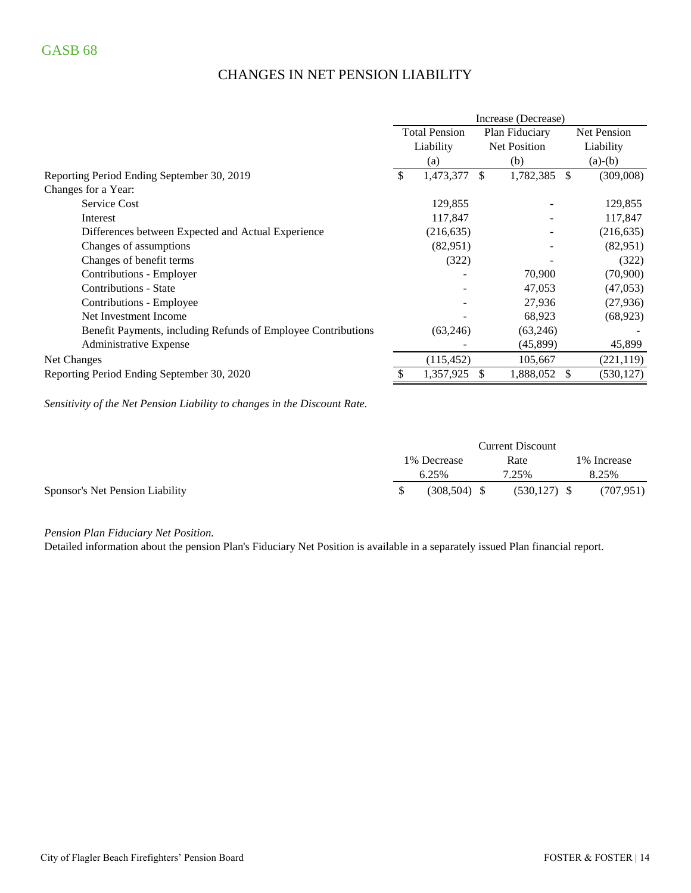GASB 68

## CHANGES IN NET PENSION LIABILITY

| | Increase (Decrease) | | |
|---|---|---|---|
| | Total Pension Liability (a) | Plan Fiduciary Net Position (b) | Net Pension Liability (a)-(b) |
| Reporting Period Ending September 30, 2019 | $ 1,473,377 | $ 1,782,385 | $ (309,008) |
| Changes for a Year: | | | |
| Service Cost | 129,855 | - | 129,855 |
| Interest | 117,847 | - | 117,847 |
| Differences between Expected and Actual Experience | (216,635) | - | (216,635) |
| Changes of assumptions | (82,951) | - | (82,951) |
| Changes of benefit terms | (322) | - | (322) |
| Contributions - Employer | - | 70,900 | (70,900) |
| Contributions - State | - | 47,053 | (47,053) |
| Contributions - Employee | - | 27,936 | (27,936) |
| Net Investment Income | - | 68,923 | (68,923) |
| Benefit Payments, including Refunds of Employee Contributions | (63,246) | (63,246) | - |
| Administrative Expense | - | (45,899) | 45,899 |
| Net Changes | (115,452) | 105,667 | (221,119) |
| Reporting Period Ending September 30, 2020 | $ 1,357,925 | $ 1,888,052 | $ (530,127) |

*Sensitivity of the Net Pension Liability to changes in the Discount Rate.*

| | 1% Decrease 6.25% | Current Discount Rate 7.25% | 1% Increase 8.25% |
|---|---|---|---|
| Sponsor's Net Pension Liability | $ (308,504) | $ (530,127) | $ (707,951) |

*Pension Plan Fiduciary Net Position.*

Detailed information about the pension Plan's Fiduciary Net Position is available in a separately issued Plan financial report.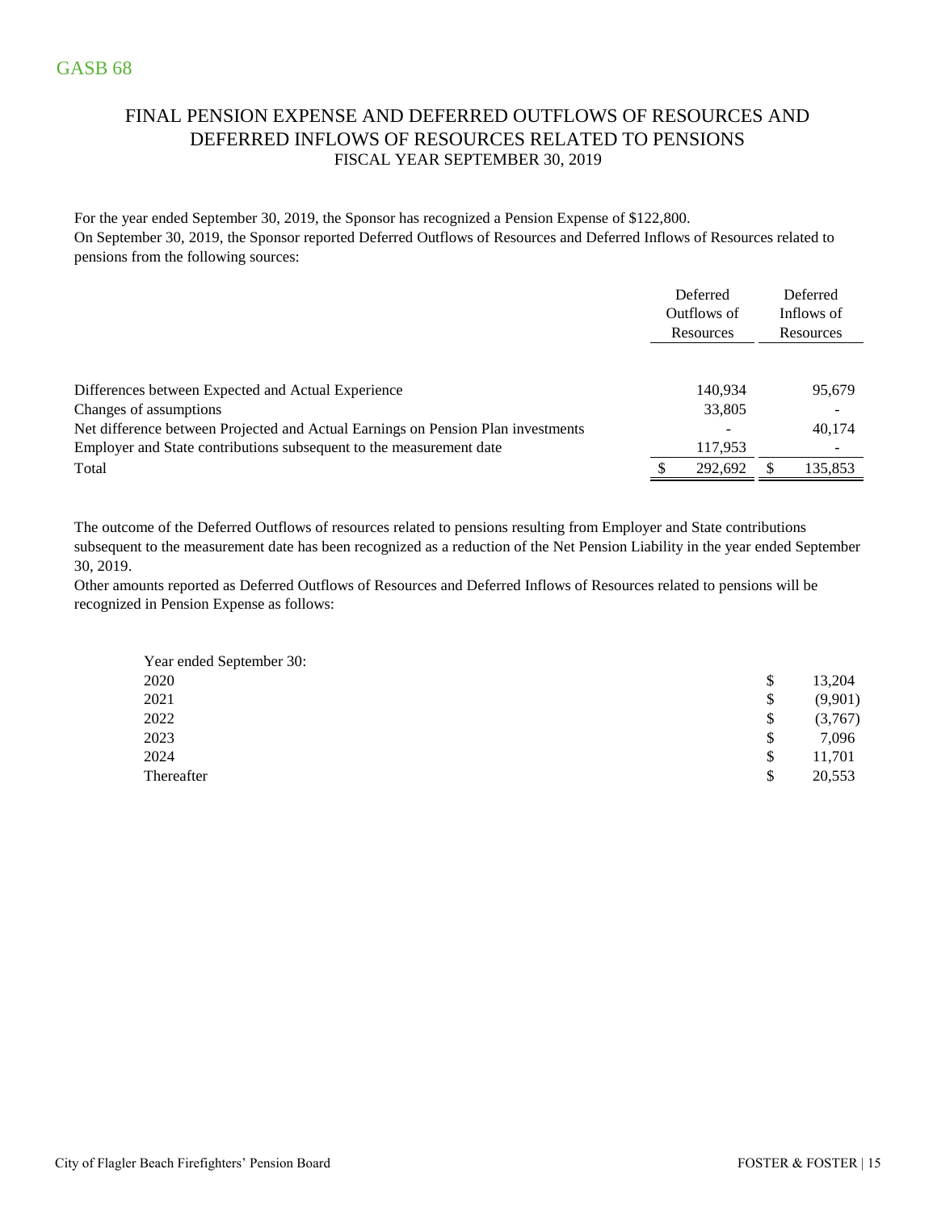## GASB 68

### FINAL PENSION EXPENSE AND DEFERRED OUTFLOWS OF RESOURCES AND DEFERRED INFLOWS OF RESOURCES RELATED TO PENSIONS
FISCAL YEAR SEPTEMBER 30, 2019

For the year ended September 30, 2019, the Sponsor has recognized a Pension Expense of $122,800.
On September 30, 2019, the Sponsor reported Deferred Outflows of Resources and Deferred Inflows of Resources related to pensions from the following sources:

| | Deferred Outflows of Resources | Deferred Inflows of Resources |
|---|---|---|
| Differences between Expected and Actual Experience | 140,934 | 95,679 |
| Changes of assumptions | 33,805 | - |
| Net difference between Projected and Actual Earnings on Pension Plan investments | - | 40,174 |
| Employer and State contributions subsequent to the measurement date | 117,953 | - |
| Total | $ 292,692 | $ 135,853 |

The outcome of the Deferred Outflows of resources related to pensions resulting from Employer and State contributions subsequent to the measurement date has been recognized as a reduction of the Net Pension Liability in the year ended September 30, 2019.
Other amounts reported as Deferred Outflows of Resources and Deferred Inflows of Resources related to pensions will be recognized in Pension Expense as follows:

| Year ended September 30: | |
|---|---|
| 2020 | $ 13,204 |
| 2021 | $ (9,901) |
| 2022 | $ (3,767) |
| 2023 | $ 7,096 |
| 2024 | $ 11,701 |
| Thereafter | $ 20,553 |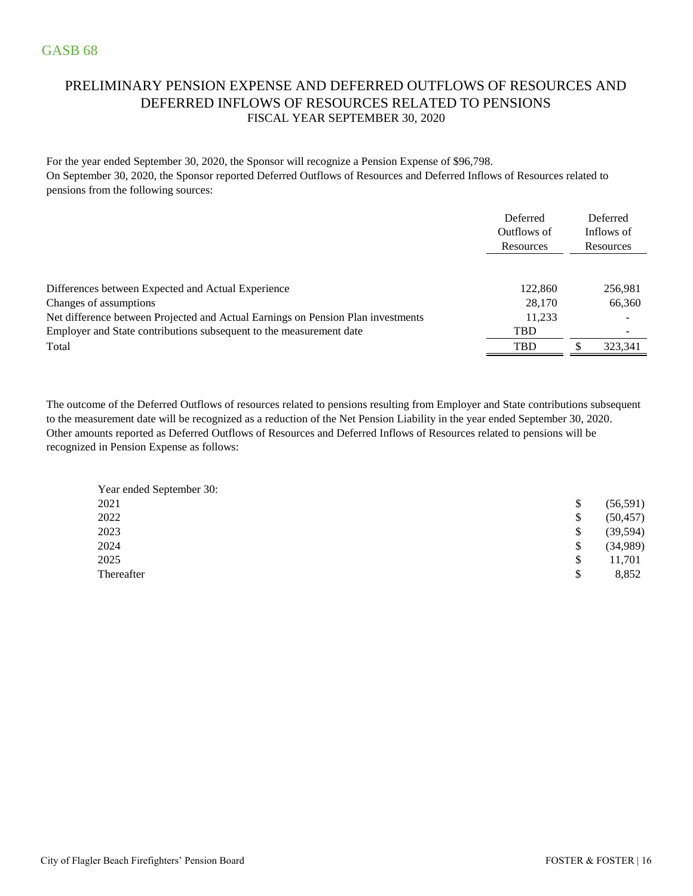GASB 68

# PRELIMINARY PENSION EXPENSE AND DEFERRED OUTFLOWS OF RESOURCES AND DEFERRED INFLOWS OF RESOURCES RELATED TO PENSIONS

FISCAL YEAR SEPTEMBER 30, 2020

For the year ended September 30, 2020, the Sponsor will recognize a Pension Expense of $96,798.
On September 30, 2020, the Sponsor reported Deferred Outflows of Resources and Deferred Inflows of Resources related to pensions from the following sources:

| | Deferred Outflows of Resources | Deferred Inflows of Resources |
|---|---|---|
| Differences between Expected and Actual Experience | 122,860 | 256,981 |
| Changes of assumptions | 28,170 | 66,360 |
| Net difference between Projected and Actual Earnings on Pension Plan investments | 11,233 | - |
| Employer and State contributions subsequent to the measurement date | TBD | - |
| Total | TBD | $ 323,341 |

The outcome of the Deferred Outflows of resources related to pensions resulting from Employer and State contributions subsequent to the measurement date will be recognized as a reduction of the Net Pension Liability in the year ended September 30, 2020. Other amounts reported as Deferred Outflows of Resources and Deferred Inflows of Resources related to pensions will be recognized in Pension Expense as follows:

| Year ended September 30: | |
|---|---|
| 2021 | $ (56,591) |
| 2022 | $ (50,457) |
| 2023 | $ (39,594) |
| 2024 | $ (34,989) |
| 2025 | $ 11,701 |
| Thereafter | $ 8,852 |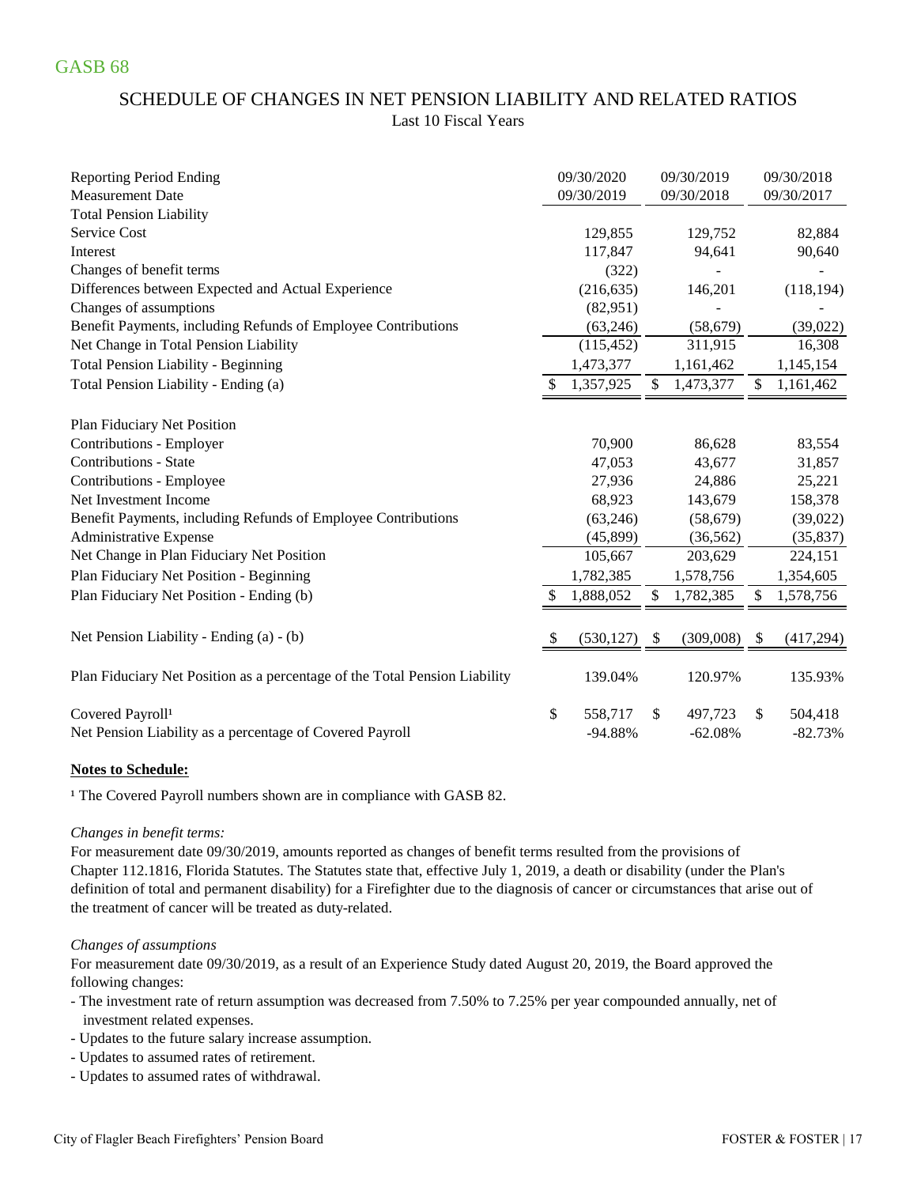GASB 68

## SCHEDULE OF CHANGES IN NET PENSION LIABILITY AND RELATED RATIOS

Last 10 Fiscal Years

| Reporting Period Ending | 09/30/2020 | 09/30/2019 | 09/30/2018 |
|---|---|---|---|
| Measurement Date | 09/30/2019 | 09/30/2018 | 09/30/2017 |
| Total Pension Liability | | | |
| Service Cost | 129,855 | 129,752 | 82,884 |
| Interest | 117,847 | 94,641 | 90,640 |
| Changes of benefit terms | (322) | - | - |
| Differences between Expected and Actual Experience | (216,635) | 146,201 | (118,194) |
| Changes of assumptions | (82,951) | - | - |
| Benefit Payments, including Refunds of Employee Contributions | (63,246) | (58,679) | (39,022) |
| Net Change in Total Pension Liability | (115,452) | 311,915 | 16,308 |
| Total Pension Liability - Beginning | 1,473,377 | 1,161,462 | 1,145,154 |
| Total Pension Liability - Ending (a) | $ 1,357,925 | $ 1,473,377 | $ 1,161,462 |
| | | | |
| Plan Fiduciary Net Position | | | |
| Contributions - Employer | 70,900 | 86,628 | 83,554 |
| Contributions - State | 47,053 | 43,677 | 31,857 |
| Contributions - Employee | 27,936 | 24,886 | 25,221 |
| Net Investment Income | 68,923 | 143,679 | 158,378 |
| Benefit Payments, including Refunds of Employee Contributions | (63,246) | (58,679) | (39,022) |
| Administrative Expense | (45,899) | (36,562) | (35,837) |
| Net Change in Plan Fiduciary Net Position | 105,667 | 203,629 | 224,151 |
| Plan Fiduciary Net Position - Beginning | 1,782,385 | 1,578,756 | 1,354,605 |
| Plan Fiduciary Net Position - Ending (b) | $ 1,888,052 | $ 1,782,385 | $ 1,578,756 |
| | | | |
| Net Pension Liability - Ending (a) - (b) | $ (530,127) | $ (309,008) | $ (417,294) |
| | | | |
| Plan Fiduciary Net Position as a percentage of the Total Pension Liability | 139.04% | 120.97% | 135.93% |
| | | | |
| Covered Payroll[1] | $ 558,717 | $ 497,723 | $ 504,418 |
| Net Pension Liability as a percentage of Covered Payroll | -94.88% | -62.08% | -82.73% |

**Notes to Schedule:**

[1] The Covered Payroll numbers shown are in compliance with GASB 82.

*Changes in benefit terms:*

For measurement date 09/30/2019, amounts reported as changes of benefit terms resulted from the provisions of Chapter 112.1816, Florida Statutes. The Statutes state that, effective July 1, 2019, a death or disability (under the Plan's definition of total and permanent disability) for a Firefighter due to the diagnosis of cancer or circumstances that arise out of the treatment of cancer will be treated as duty-related.

*Changes of assumptions*

For measurement date 09/30/2019, as a result of an Experience Study dated August 20, 2019, the Board approved the following changes:

- The investment rate of return assumption was decreased from 7.50% to 7.25% per year compounded annually, net of investment related expenses.
- Updates to the future salary increase assumption.
- Updates to assumed rates of retirement.
- Updates to assumed rates of withdrawal.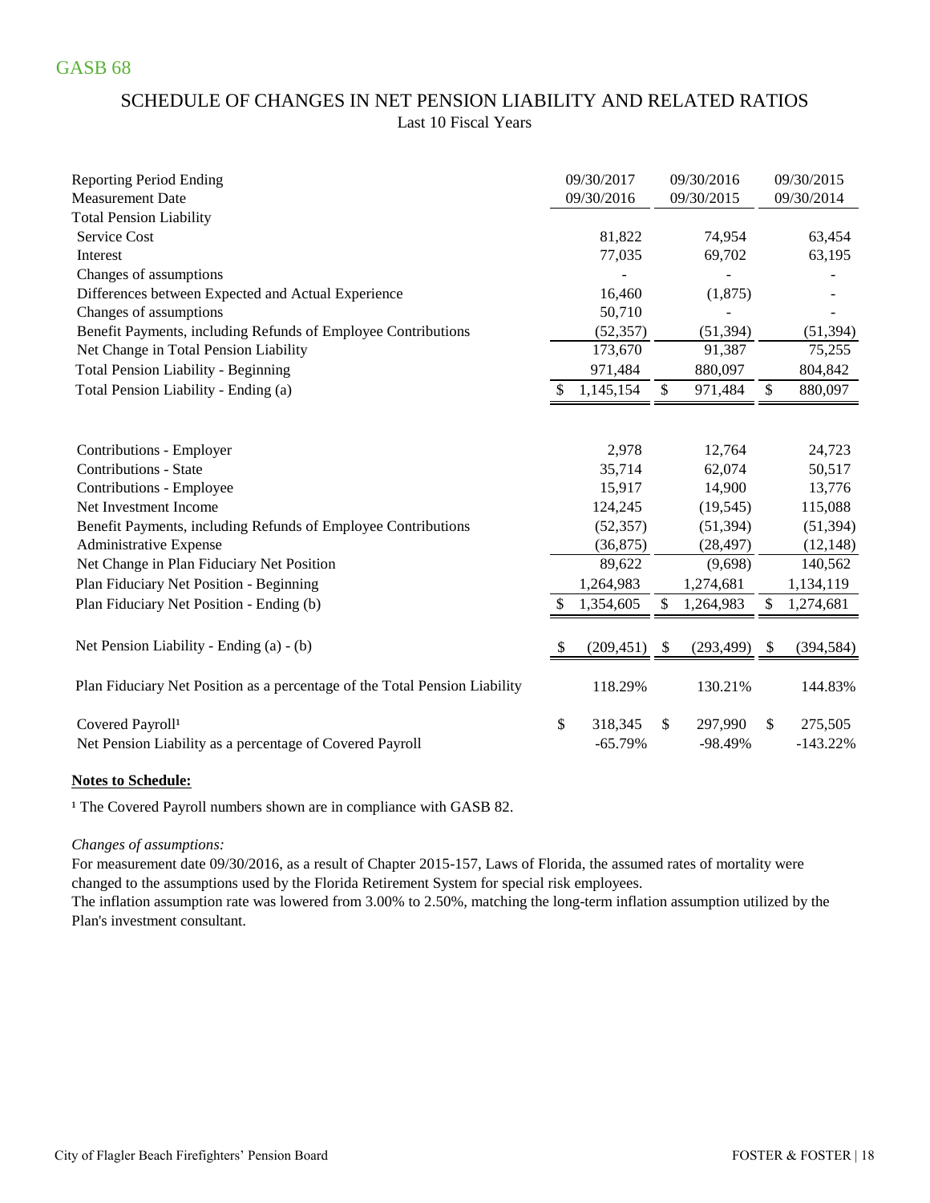GASB 68

## SCHEDULE OF CHANGES IN NET PENSION LIABILITY AND RELATED RATIOS

Last 10 Fiscal Years

| Reporting Period Ending | 09/30/2017 | 09/30/2016 | 09/30/2015 |
|---|---|---|---|
| Measurement Date | 09/30/2016 | 09/30/2015 | 09/30/2014 |
| **Total Pension Liability** | | | |
| Service Cost | 81,822 | 74,954 | 63,454 |
| Interest | 77,035 | 69,702 | 63,195 |
| Changes of assumptions | - | - | - |
| Differences between Expected and Actual Experience | 16,460 | (1,875) | - |
| Changes of assumptions | 50,710 | - | - |
| Benefit Payments, including Refunds of Employee Contributions | (52,357) | (51,394) | (51,394) |
| Net Change in Total Pension Liability | 173,670 | 91,387 | 75,255 |
| Total Pension Liability - Beginning | 971,484 | 880,097 | 804,842 |
| Total Pension Liability - Ending (a) | $ 1,145,154 | $ 971,484 | $ 880,097 |
| | | | |
| Contributions - Employer | 2,978 | 12,764 | 24,723 |
| Contributions - State | 35,714 | 62,074 | 50,517 |
| Contributions - Employee | 15,917 | 14,900 | 13,776 |
| Net Investment Income | 124,245 | (19,545) | 115,088 |
| Benefit Payments, including Refunds of Employee Contributions | (52,357) | (51,394) | (51,394) |
| Administrative Expense | (36,875) | (28,497) | (12,148) |
| Net Change in Plan Fiduciary Net Position | 89,622 | (9,698) | 140,562 |
| Plan Fiduciary Net Position - Beginning | 1,264,983 | 1,274,681 | 1,134,119 |
| Plan Fiduciary Net Position - Ending (b) | $ 1,354,605 | $ 1,264,983 | $ 1,274,681 |
| | | | |
| Net Pension Liability - Ending (a) - (b) | $ (209,451) | $ (293,499) | $ (394,584) |
| | | | |
| Plan Fiduciary Net Position as a percentage of the Total Pension Liability | 118.29% | 130.21% | 144.83% |
| | | | |
| Covered Payroll[1] | $ 318,345 | $ 297,990 | $ 275,505 |
| Net Pension Liability as a percentage of Covered Payroll | -65.79% | -98.49% | -143.22% |

**Notes to Schedule:**

[1] The Covered Payroll numbers shown are in compliance with GASB 82.

*Changes of assumptions:*

For measurement date 09/30/2016, as a result of Chapter 2015-157, Laws of Florida, the assumed rates of mortality were changed to the assumptions used by the Florida Retirement System for special risk employees.

The inflation assumption rate was lowered from 3.00% to 2.50%, matching the long-term inflation assumption utilized by the Plan's investment consultant.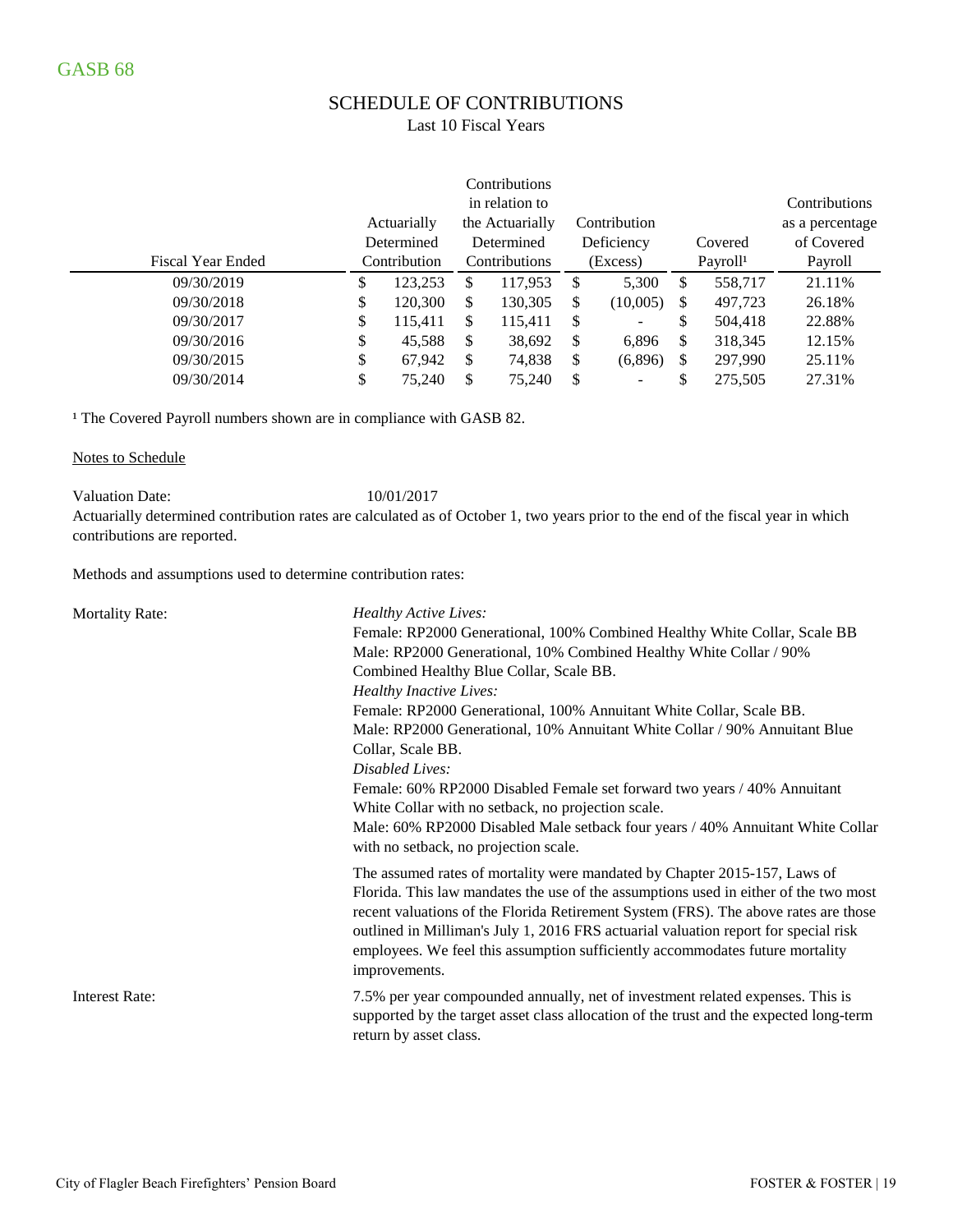GASB 68

## SCHEDULE OF CONTRIBUTIONS

Last 10 Fiscal Years

| Fiscal Year Ended | Actuarially Determined Contribution | Contributions in relation to the Actuarially Determined Contributions | Contribution Deficiency (Excess) | Covered Payroll[1] | Contributions as a percentage of Covered Payroll |
|---|---|---|---|---|---|
| 09/30/2019 | $ 123,253 | $ 117,953 | $ 5,300 | $ 558,717 | 21.11% |
| 09/30/2018 | $ 120,300 | $ 130,305 | $ (10,005) | $ 497,723 | 26.18% |
| 09/30/2017 | $ 115,411 | $ 115,411 | $ - | $ 504,418 | 22.88% |
| 09/30/2016 | $ 45,588 | $ 38,692 | $ 6,896 | $ 318,345 | 12.15% |
| 09/30/2015 | $ 67,942 | $ 74,838 | $ (6,896) | $ 297,990 | 25.11% |
| 09/30/2014 | $ 75,240 | $ 75,240 | $ - | $ 275,505 | 27.31% |

[1] The Covered Payroll numbers shown are in compliance with GASB 82.

Notes to Schedule

Valuation Date: 10/01/2017

Actuarially determined contribution rates are calculated as of October 1, two years prior to the end of the fiscal year in which contributions are reported.

Methods and assumptions used to determine contribution rates:

Mortality Rate:

*Healthy Active Lives:*
Female: RP2000 Generational, 100% Combined Healthy White Collar, Scale BB
Male: RP2000 Generational, 10% Combined Healthy White Collar / 90% Combined Healthy Blue Collar, Scale BB.
*Healthy Inactive Lives:*
Female: RP2000 Generational, 100% Annuitant White Collar, Scale BB.
Male: RP2000 Generational, 10% Annuitant White Collar / 90% Annuitant Blue Collar, Scale BB.
*Disabled Lives:*
Female: 60% RP2000 Disabled Female set forward two years / 40% Annuitant White Collar with no setback, no projection scale.
Male: 60% RP2000 Disabled Male setback four years / 40% Annuitant White Collar with no setback, no projection scale.

The assumed rates of mortality were mandated by Chapter 2015-157, Laws of Florida. This law mandates the use of the assumptions used in either of the two most recent valuations of the Florida Retirement System (FRS). The above rates are those outlined in Milliman's July 1, 2016 FRS actuarial valuation report for special risk employees. We feel this assumption sufficiently accommodates future mortality improvements.

Interest Rate: 7.5% per year compounded annually, net of investment related expenses. This is supported by the target asset class allocation of the trust and the expected long-term return by asset class.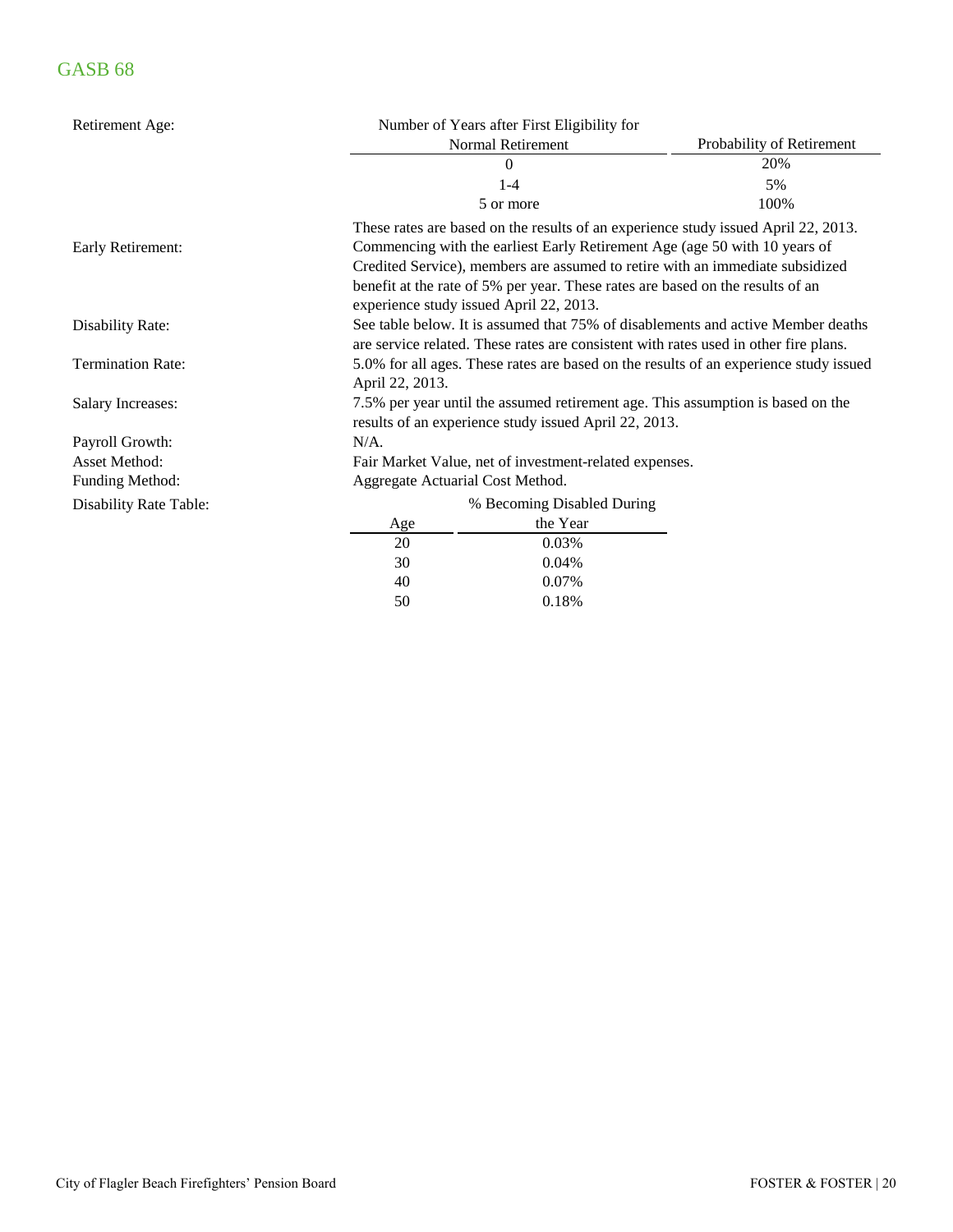## GASB 68

Retirement Age:

| Number of Years after First Eligibility for Normal Retirement | Probability of Retirement |
|---|---|
| 0 | 20% |
| 1-4 | 5% |
| 5 or more | 100% |

These rates are based on the results of an experience study issued April 22, 2013.

Early Retirement: Commencing with the earliest Early Retirement Age (age 50 with 10 years of Credited Service), members are assumed to retire with an immediate subsidized benefit at the rate of 5% per year. These rates are based on the results of an experience study issued April 22, 2013.

Disability Rate: See table below. It is assumed that 75% of disablements and active Member deaths are service related. These rates are consistent with rates used in other fire plans.

Termination Rate: 5.0% for all ages. These rates are based on the results of an experience study issued April 22, 2013.

Salary Increases: 7.5% per year until the assumed retirement age. This assumption is based on the results of an experience study issued April 22, 2013.

Payroll Growth: N/A.

Asset Method: Fair Market Value, net of investment-related expenses.

Funding Method: Aggregate Actuarial Cost Method.

Disability Rate Table:

| Age | % Becoming Disabled During the Year |
|---|---|
| 20 | 0.03% |
| 30 | 0.04% |
| 40 | 0.07% |
| 50 | 0.18% |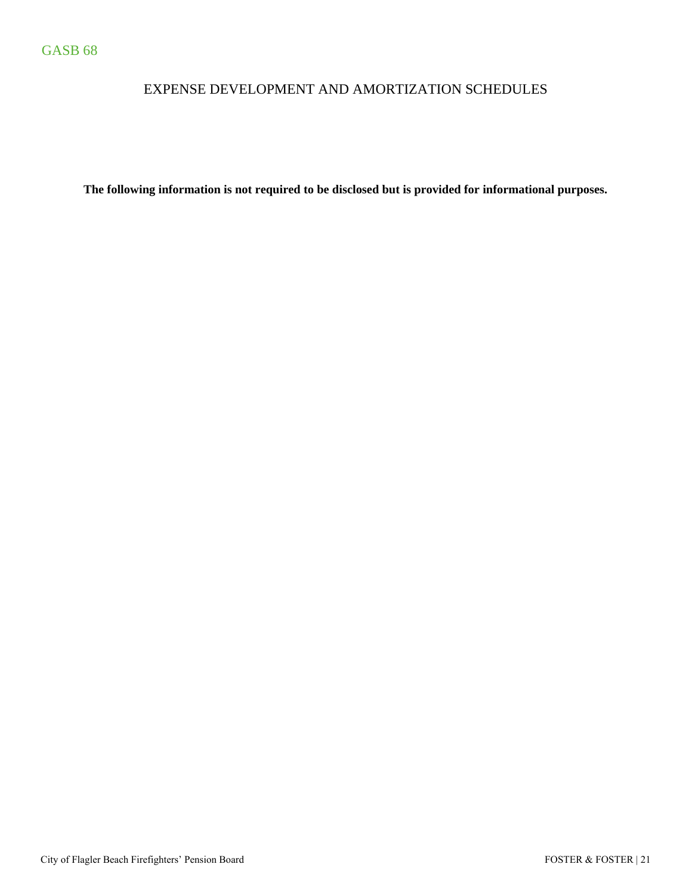GASB 68

# EXPENSE DEVELOPMENT AND AMORTIZATION SCHEDULES

**The following information is not required to be disclosed but is provided for informational purposes.**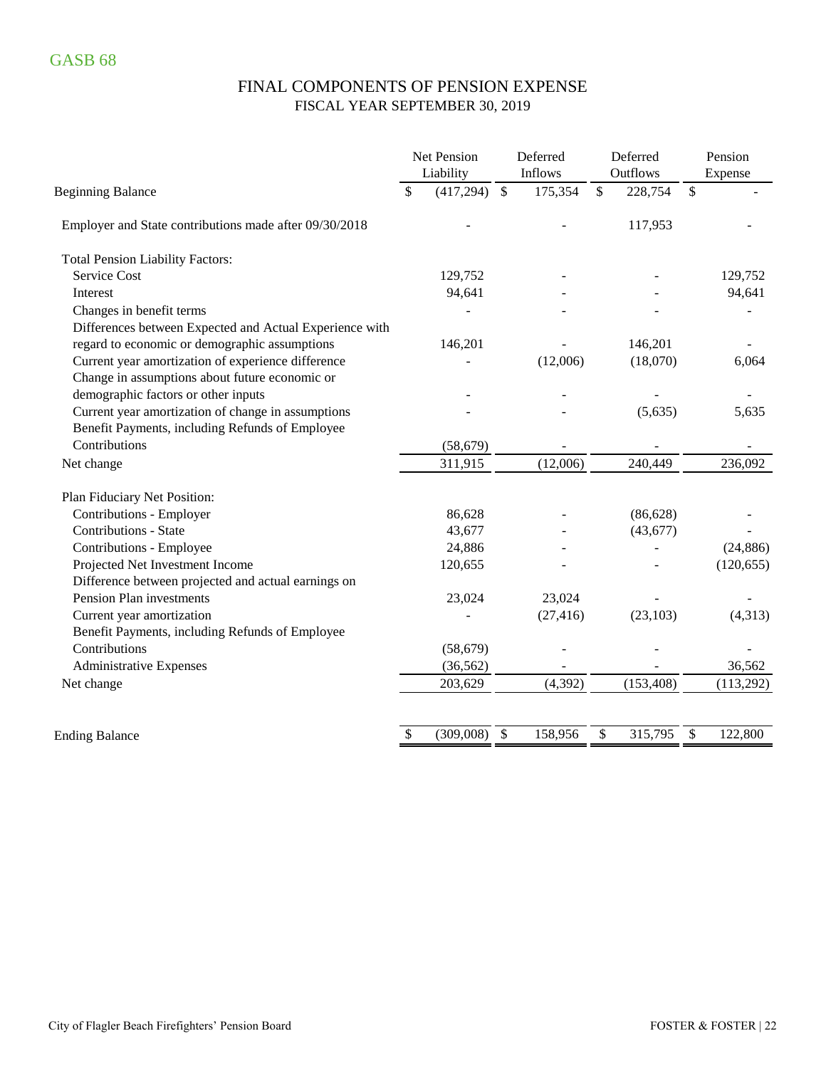GASB 68

## FINAL COMPONENTS OF PENSION EXPENSE

### FISCAL YEAR SEPTEMBER 30, 2019

| | Net Pension Liability | Deferred Inflows | Deferred Outflows | Pension Expense |
|---|---|---|---|---|
| Beginning Balance | $ (417,294) | $ 175,354 | $ 228,754 | $ - |
| Employer and State contributions made after 09/30/2018 | - | - | 117,953 | - |
| Total Pension Liability Factors: | | | | |
| Service Cost | 129,752 | - | - | 129,752 |
| Interest | 94,641 | - | - | 94,641 |
| Changes in benefit terms | - | - | - | - |
| Differences between Expected and Actual Experience with regard to economic or demographic assumptions | 146,201 | - | 146,201 | - |
| Current year amortization of experience difference | - | (12,006) | (18,070) | 6,064 |
| Change in assumptions about future economic or demographic factors or other inputs | - | - | - | - |
| Current year amortization of change in assumptions | - | - | (5,635) | 5,635 |
| Benefit Payments, including Refunds of Employee Contributions | (58,679) | - | - | - |
| Net change | 311,915 | (12,006) | 240,449 | 236,092 |
| Plan Fiduciary Net Position: | | | | |
| Contributions - Employer | 86,628 | - | (86,628) | - |
| Contributions - State | 43,677 | - | (43,677) | - |
| Contributions - Employee | 24,886 | - | - | (24,886) |
| Projected Net Investment Income | 120,655 | - | - | (120,655) |
| Difference between projected and actual earnings on Pension Plan investments | 23,024 | 23,024 | - | - |
| Current year amortization | - | (27,416) | (23,103) | (4,313) |
| Benefit Payments, including Refunds of Employee Contributions | (58,679) | - | - | - |
| Administrative Expenses | (36,562) | - | - | 36,562 |
| Net change | 203,629 | (4,392) | (153,408) | (113,292) |
| Ending Balance | $ (309,008) | $ 158,956 | $ 315,795 | $ 122,800 |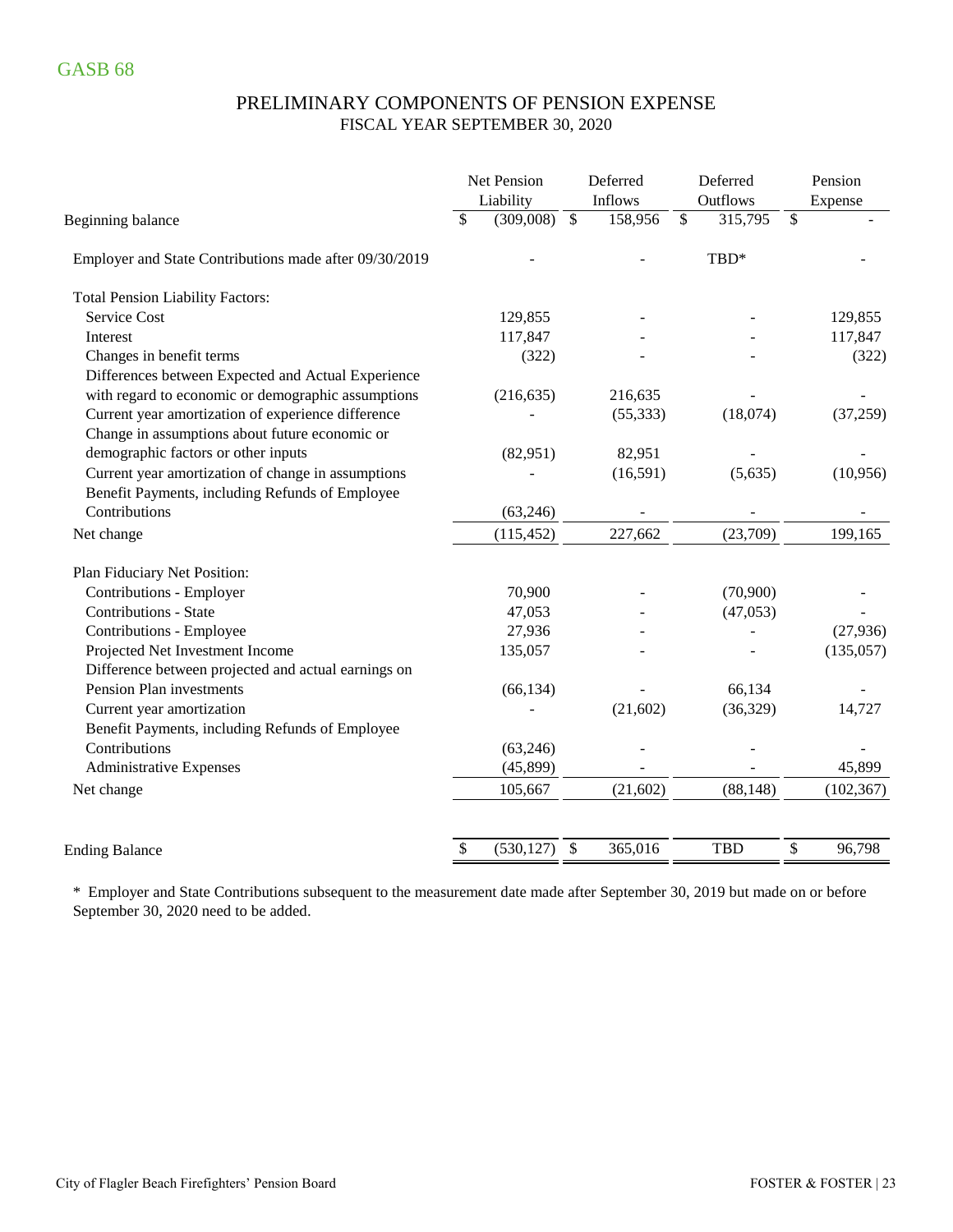GASB 68

## PRELIMINARY COMPONENTS OF PENSION EXPENSE
### FISCAL YEAR SEPTEMBER 30, 2020

| | Net Pension Liability | Deferred Inflows | Deferred Outflows | Pension Expense |
|---|---|---|---|---|
| Beginning balance | $ (309,008) | $ 158,956 | $ 315,795 | $ - |
| Employer and State Contributions made after 09/30/2019 | - | - | TBD* | - |
| Total Pension Liability Factors: | | | | |
| Service Cost | 129,855 | - | - | 129,855 |
| Interest | 117,847 | - | - | 117,847 |
| Changes in benefit terms | (322) | - | - | (322) |
| Differences between Expected and Actual Experience with regard to economic or demographic assumptions | (216,635) | 216,635 | - | - |
| Current year amortization of experience difference | - | (55,333) | (18,074) | (37,259) |
| Change in assumptions about future economic or demographic factors or other inputs | (82,951) | 82,951 | - | - |
| Current year amortization of change in assumptions | - | (16,591) | (5,635) | (10,956) |
| Benefit Payments, including Refunds of Employee Contributions | (63,246) | - | - | - |
| Net change | (115,452) | 227,662 | (23,709) | 199,165 |
| Plan Fiduciary Net Position: | | | | |
| Contributions - Employer | 70,900 | - | (70,900) | - |
| Contributions - State | 47,053 | - | (47,053) | - |
| Contributions - Employee | 27,936 | - | - | (27,936) |
| Projected Net Investment Income | 135,057 | - | - | (135,057) |
| Difference between projected and actual earnings on Pension Plan investments | (66,134) | - | 66,134 | - |
| Current year amortization | - | (21,602) | (36,329) | 14,727 |
| Benefit Payments, including Refunds of Employee Contributions | (63,246) | - | - | - |
| Administrative Expenses | (45,899) | - | - | 45,899 |
| Net change | 105,667 | (21,602) | (88,148) | (102,367) |
| Ending Balance | $ (530,127) | $ 365,016 | TBD | $ 96,798 |

* Employer and State Contributions subsequent to the measurement date made after September 30, 2019 but made on or before September 30, 2020 need to be added.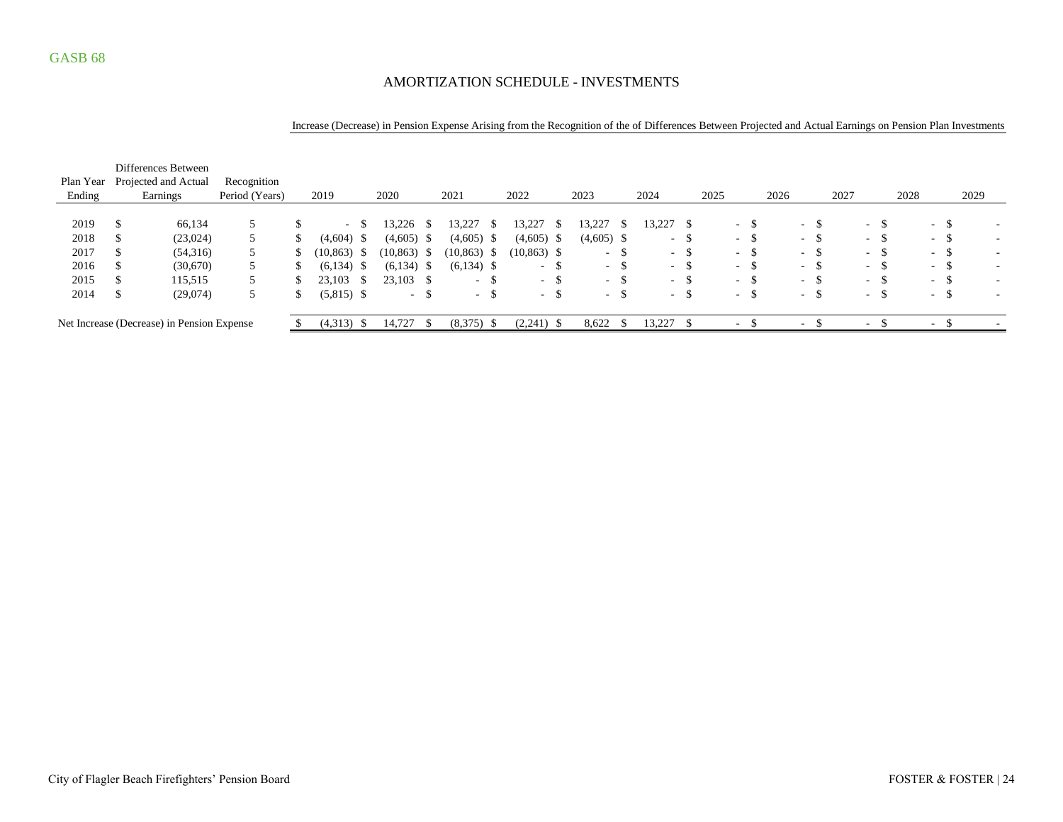GASB 68

## AMORTIZATION SCHEDULE - INVESTMENTS

| Plan Year Ending | Differences Between Projected and Actual Earnings | Recognition Period (Years) | Increase (Decrease) in Pension Expense Arising from the Recognition of the of Differences Between Projected and Actual Earnings on Pension Plan Investments | | | | | | | | | | |
|---|---|---|---|---|---|---|---|---|---|---|---|---|---|
| | | | 2019 | 2020 | 2021 | 2022 | 2023 | 2024 | 2025 | 2026 | 2027 | 2028 | 2029 |
| 2019 | $ 66,134 | 5 | $ - | $ 13,226 | $ 13,227 | $ 13,227 | $ 13,227 | $ 13,227 | $ - | $ - | $ - | $ - | $ - |
| 2018 | $ (23,024) | 5 | $ (4,604) | $ (4,605) | $ (4,605) | $ (4,605) | $ (4,605) | $ - | $ - | $ - | $ - | $ - | $ - |
| 2017 | $ (54,316) | 5 | $ (10,863) | $ (10,863) | $ (10,863) | $ (10,863) | $ - | $ - | $ - | $ - | $ - | $ - | $ - |
| 2016 | $ (30,670) | 5 | $ (6,134) | $ (6,134) | $ (6,134) | $ - | $ - | $ - | $ - | $ - | $ - | $ - | $ - |
| 2015 | $ 115,515 | 5 | $ 23,103 | $ 23,103 | $ - | $ - | $ - | $ - | $ - | $ - | $ - | $ - | $ - |
| 2014 | $ (29,074) | 5 | $ (5,815) | $ - | $ - | $ - | $ - | $ - | $ - | $ - | $ - | $ - | $ - |
| Net Increase (Decrease) in Pension Expense | | | $ (4,313) | $ 14,727 | $ (8,375) | $ (2,241) | $ 8,622 | $ 13,227 | $ - | $ - | $ - | $ - | $ - |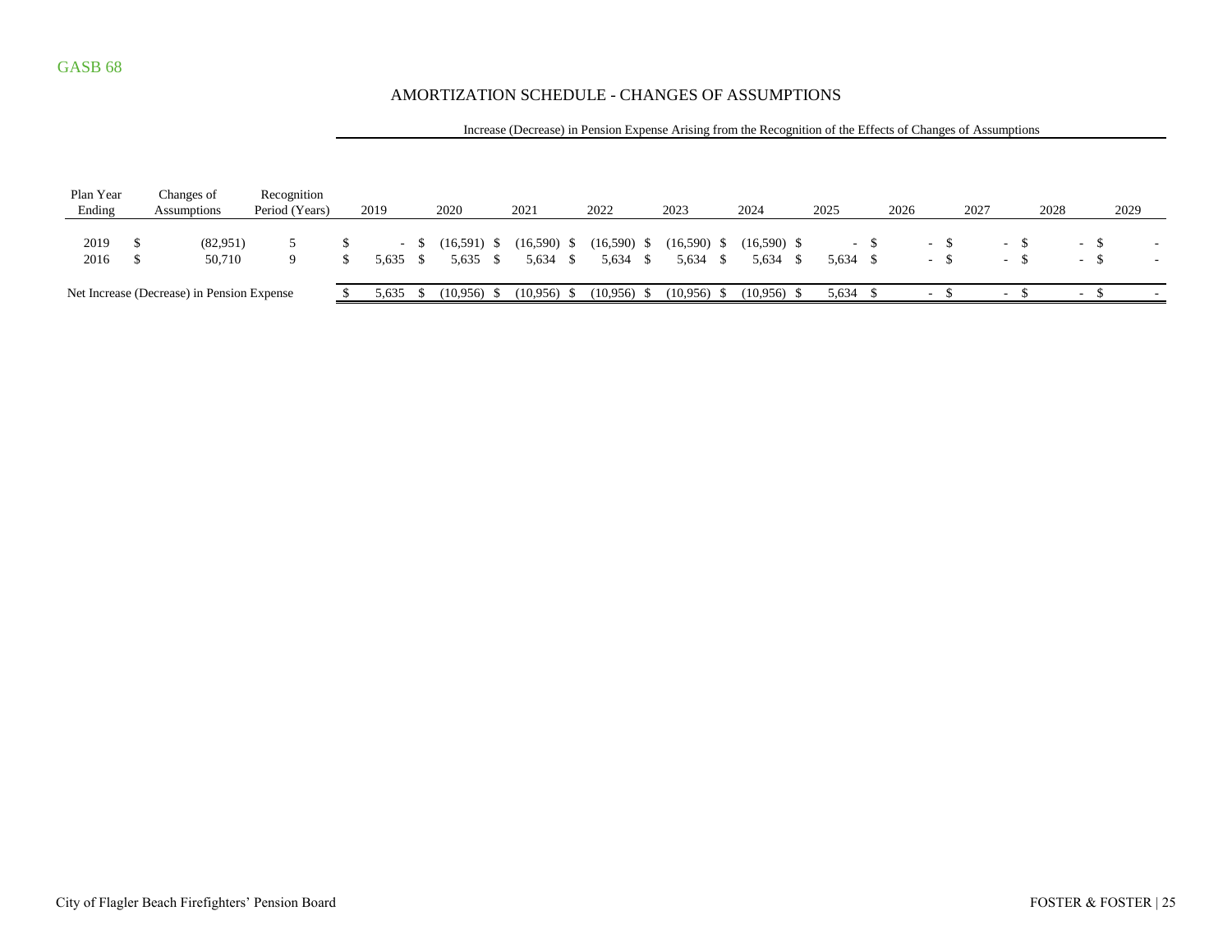GASB 68

## AMORTIZATION SCHEDULE - CHANGES OF ASSUMPTIONS

| Plan Year Ending | Changes of Assumptions | Recognition Period (Years) | Increase (Decrease) in Pension Expense Arising from the Recognition of the Effects of Changes of Assumptions | | | | | | | | | | |
|---|---|---|---|---|---|---|---|---|---|---|---|---|---|
| | | | 2019 | 2020 | 2021 | 2022 | 2023 | 2024 | 2025 | 2026 | 2027 | 2028 | 2029 |
| 2019 | $ (82,951) | 5 | $ - | $ (16,591) | $ (16,590) | $ (16,590) | $ (16,590) | $ (16,590) | $ - | $ - | $ - | $ - | $ - |
| 2016 | $ 50,710 | 9 | $ 5,635 | $ 5,635 | $ 5,634 | $ 5,634 | $ 5,634 | $ 5,634 | $ 5,634 | $ - | $ - | $ - | $ - |
| Net Increase (Decrease) in Pension Expense | | | $ 5,635 | $ (10,956) | $ (10,956) | $ (10,956) | $ (10,956) | $ (10,956) | $ 5,634 | $ - | $ - | $ - | $ - |

City of Flagler Beach Firefighters' Pension Board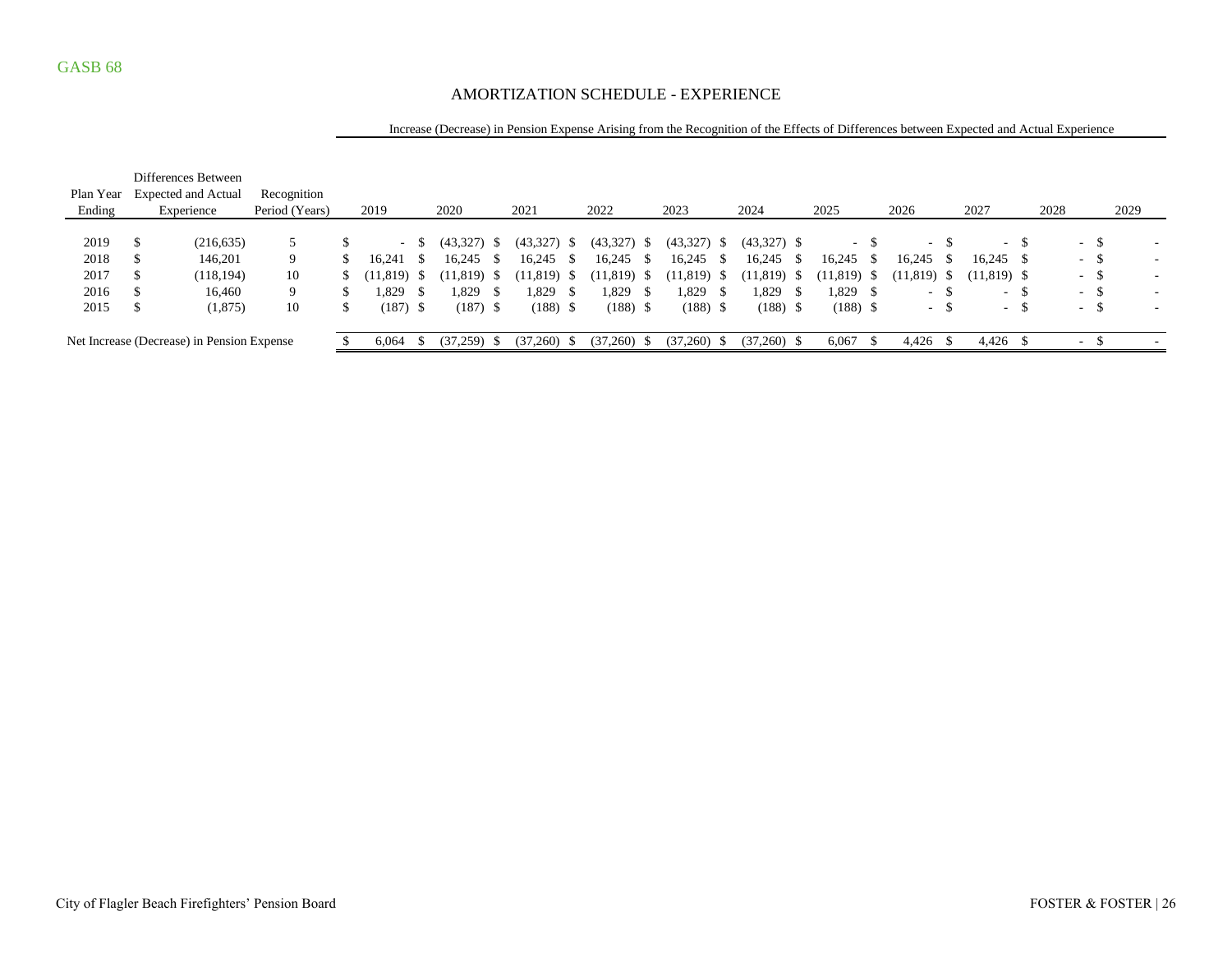GASB 68

## AMORTIZATION SCHEDULE - EXPERIENCE

| Plan Year Ending | Differences Between Expected and Actual Experience | Recognition Period (Years) | Increase (Decrease) in Pension Expense Arising from the Recognition of the Effects of Differences between Expected and Actual Experience | | | | | | | | | | |
|---|---|---|---|---|---|---|---|---|---|---|---|---|---|
| | | | 2019 | 2020 | 2021 | 2022 | 2023 | 2024 | 2025 | 2026 | 2027 | 2028 | 2029 |
| 2019 | $ (216,635) | 5 | $ - | $ (43,327) | $ (43,327) | $ (43,327) | $ (43,327) | $ (43,327) | $ - | $ - | $ - | $ - | $ - |
| 2018 | $ 146,201 | 9 | $ 16,241 | $ 16,245 | $ 16,245 | $ 16,245 | $ 16,245 | $ 16,245 | $ 16,245 | $ 16,245 | $ 16,245 | $ - | $ - |
| 2017 | $ (118,194) | 10 | $ (11,819) | $ (11,819) | $ (11,819) | $ (11,819) | $ (11,819) | $ (11,819) | $ (11,819) | $ (11,819) | $ (11,819) | $ - | $ - |
| 2016 | $ 16,460 | 9 | $ 1,829 | $ 1,829 | $ 1,829 | $ 1,829 | $ 1,829 | $ 1,829 | $ 1,829 | $ - | $ - | $ - | $ - |
| 2015 | $ (1,875) | 10 | $ (187) | $ (187) | $ (188) | $ (188) | $ (188) | $ (188) | $ (188) | $ - | $ - | $ - | $ - |
| Net Increase (Decrease) in Pension Expense | | | $ 6,064 | $ (37,259) | $ (37,260) | $ (37,260) | $ (37,260) | $ (37,260) | $ 6,067 | $ 4,426 | $ 4,426 | $ - | $ - |